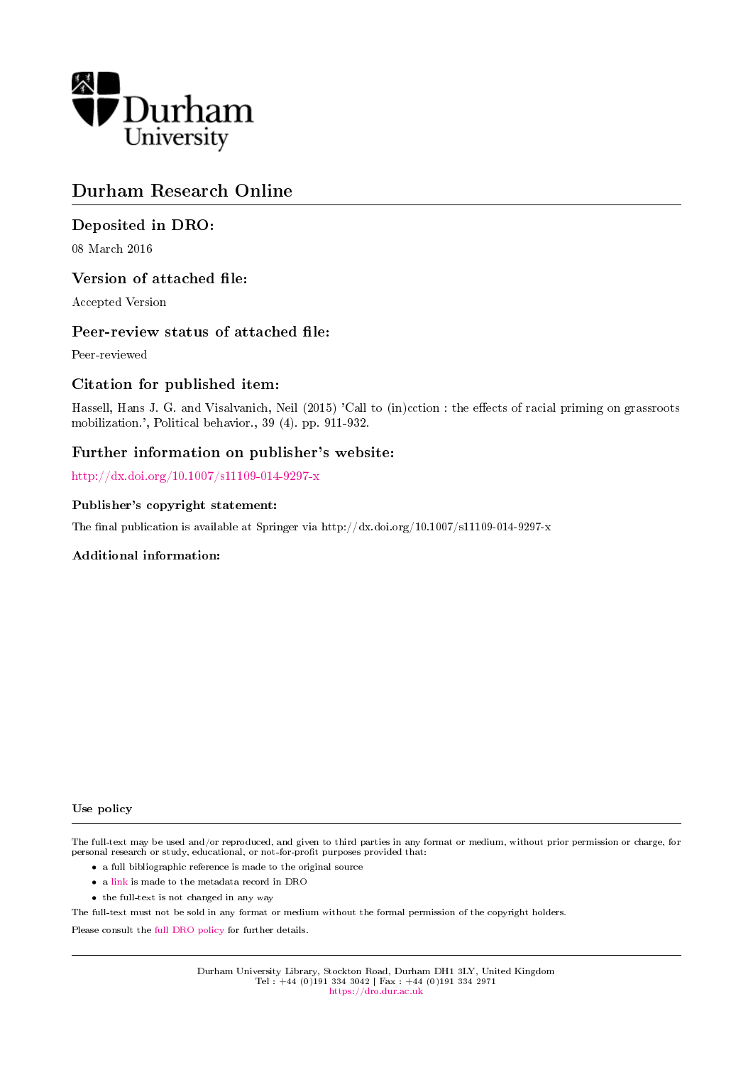Durham University

# Durham Research Online

## Deposited in DRO:

08 March 2016

## Version of attached file:

Accepted Version

## Peer-review status of attached file:

Peer-reviewed

## Citation for published item:

Hassell, Hans J. G. and Visalvanich, Neil (2015) 'Call to (in)cction : the effects of racial priming on grassroots mobilization.', Political behavior., 39 (4). pp. 911-932.

## Further information on publisher's website:

http://dx.doi.org/10.1007/s11109-014-9297-x

### Publisher's copyright statement:

The final publication is available at Springer via http://dx.doi.org/10.1007/s11109-014-9297-x

### Additional information:

#### Use policy

The full-text may be used and/or reproduced, and given to third parties in any format or medium, without prior permission or charge, for personal research or study, educational, or not-for-profit purposes provided that:

- a full bibliographic reference is made to the original source
- a link is made to the metadata record in DRO
- the full-text is not changed in any way

The full-text must not be sold in any format or medium without the formal permission of the copyright holders.

Please consult the full DRO policy for further details.

Durham University Library, Stockton Road, Durham DH1 3LY, United Kingdom
Tel : +44 (0)191 334 3042 | Fax : +44 (0)191 334 2971
https://dro.dur.ac.uk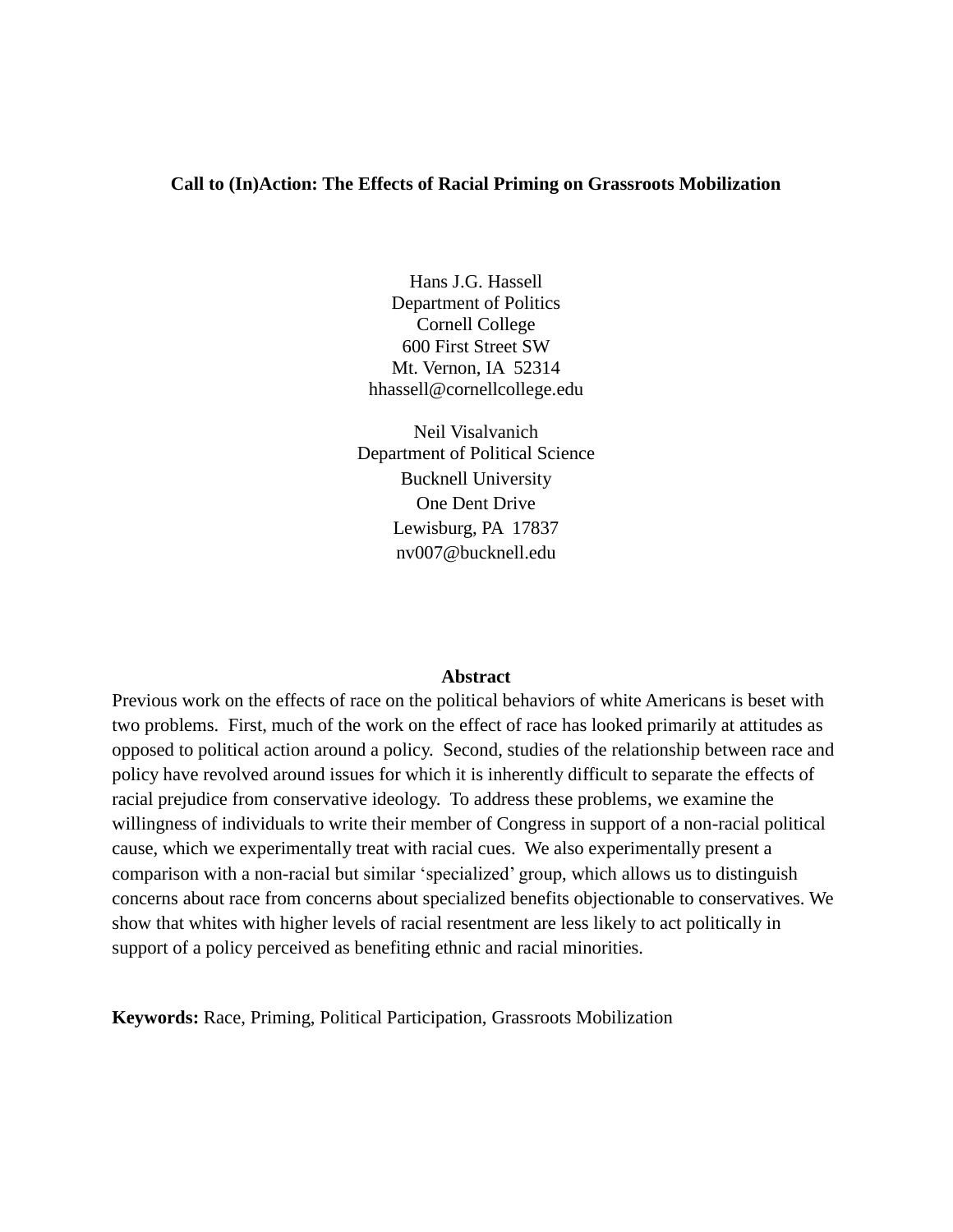**Call to (In)Action: The Effects of Racial Priming on Grassroots Mobilization**

Hans J.G. Hassell  
Department of Politics  
Cornell College  
600 First Street SW  
Mt. Vernon, IA 52314  
hhassell@cornellcollege.edu

Neil Visalvanich  
Department of Political Science  
Bucknell University  
One Dent Drive  
Lewisburg, PA 17837  
nv007@bucknell.edu

**Abstract**

Previous work on the effects of race on the political behaviors of white Americans is beset with two problems. First, much of the work on the effect of race has looked primarily at attitudes as opposed to political action around a policy. Second, studies of the relationship between race and policy have revolved around issues for which it is inherently difficult to separate the effects of racial prejudice from conservative ideology. To address these problems, we examine the willingness of individuals to write their member of Congress in support of a non-racial political cause, which we experimentally treat with racial cues. We also experimentally present a comparison with a non-racial but similar 'specialized' group, which allows us to distinguish concerns about race from concerns about specialized benefits objectionable to conservatives. We show that whites with higher levels of racial resentment are less likely to act politically in support of a policy perceived as benefiting ethnic and racial minorities.

**Keywords:** Race, Priming, Political Participation, Grassroots Mobilization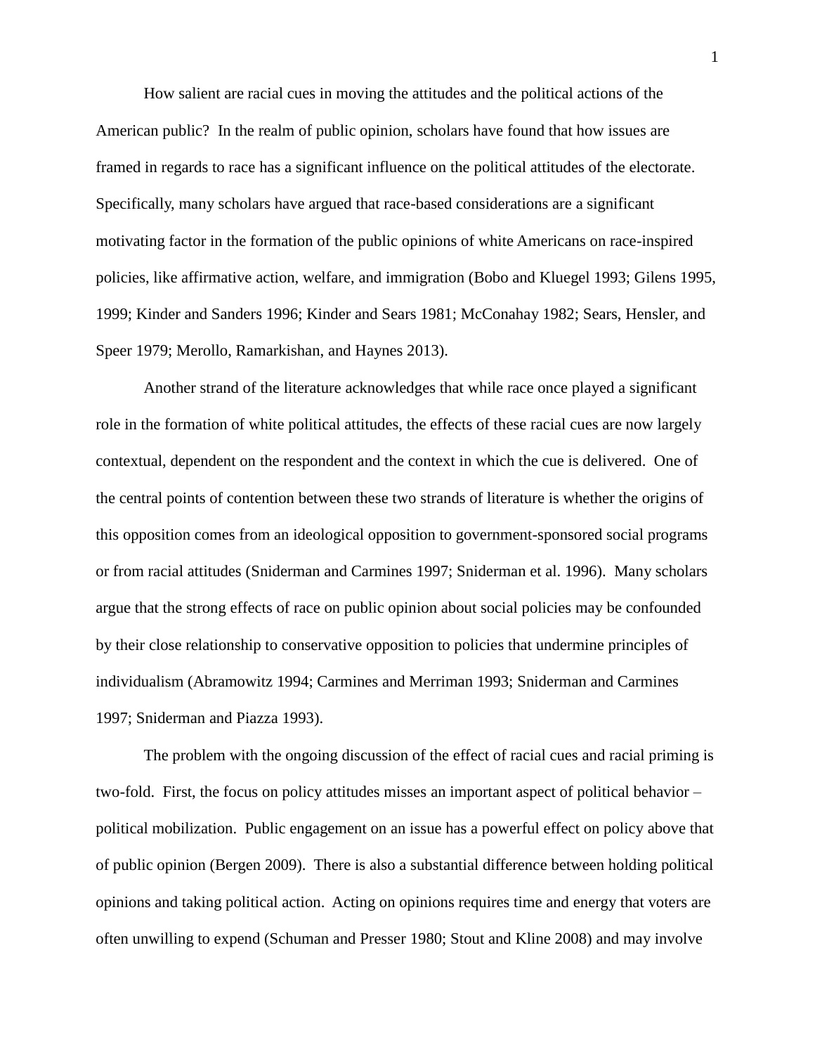How salient are racial cues in moving the attitudes and the political actions of the American public? In the realm of public opinion, scholars have found that how issues are framed in regards to race has a significant influence on the political attitudes of the electorate. Specifically, many scholars have argued that race-based considerations are a significant motivating factor in the formation of the public opinions of white Americans on race-inspired policies, like affirmative action, welfare, and immigration (Bobo and Kluegel 1993; Gilens 1995, 1999; Kinder and Sanders 1996; Kinder and Sears 1981; McConahay 1982; Sears, Hensler, and Speer 1979; Merollo, Ramarkishan, and Haynes 2013).

Another strand of the literature acknowledges that while race once played a significant role in the formation of white political attitudes, the effects of these racial cues are now largely contextual, dependent on the respondent and the context in which the cue is delivered. One of the central points of contention between these two strands of literature is whether the origins of this opposition comes from an ideological opposition to government-sponsored social programs or from racial attitudes (Sniderman and Carmines 1997; Sniderman et al. 1996). Many scholars argue that the strong effects of race on public opinion about social policies may be confounded by their close relationship to conservative opposition to policies that undermine principles of individualism (Abramowitz 1994; Carmines and Merriman 1993; Sniderman and Carmines 1997; Sniderman and Piazza 1993).

The problem with the ongoing discussion of the effect of racial cues and racial priming is two-fold. First, the focus on policy attitudes misses an important aspect of political behavior – political mobilization. Public engagement on an issue has a powerful effect on policy above that of public opinion (Bergen 2009). There is also a substantial difference between holding political opinions and taking political action. Acting on opinions requires time and energy that voters are often unwilling to expend (Schuman and Presser 1980; Stout and Kline 2008) and may involve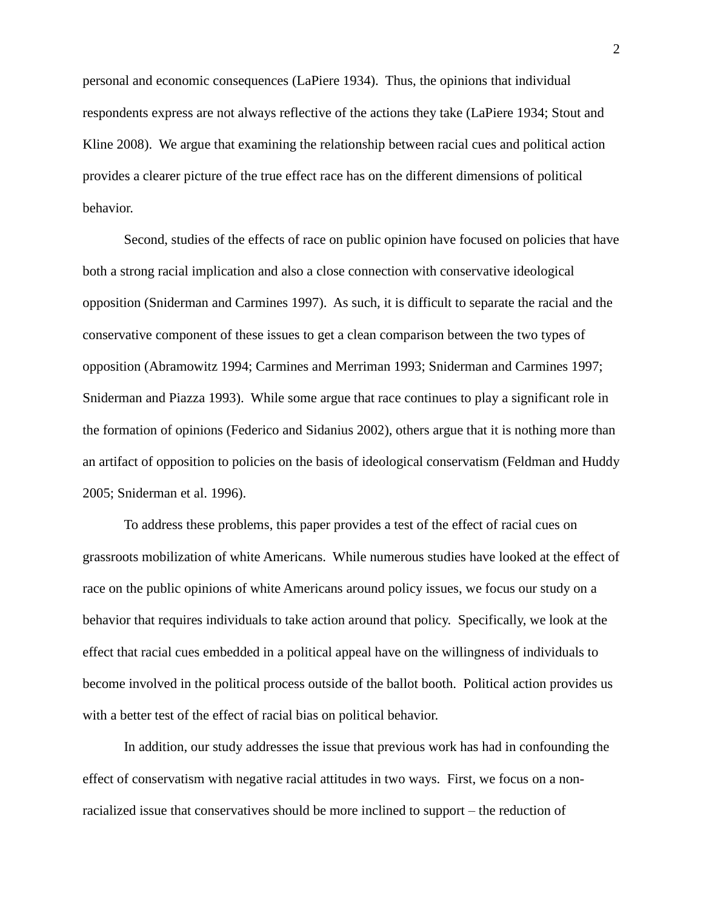personal and economic consequences (LaPiere 1934). Thus, the opinions that individual respondents express are not always reflective of the actions they take (LaPiere 1934; Stout and Kline 2008). We argue that examining the relationship between racial cues and political action provides a clearer picture of the true effect race has on the different dimensions of political behavior.

Second, studies of the effects of race on public opinion have focused on policies that have both a strong racial implication and also a close connection with conservative ideological opposition (Sniderman and Carmines 1997). As such, it is difficult to separate the racial and the conservative component of these issues to get a clean comparison between the two types of opposition (Abramowitz 1994; Carmines and Merriman 1993; Sniderman and Carmines 1997; Sniderman and Piazza 1993). While some argue that race continues to play a significant role in the formation of opinions (Federico and Sidanius 2002), others argue that it is nothing more than an artifact of opposition to policies on the basis of ideological conservatism (Feldman and Huddy 2005; Sniderman et al. 1996).

To address these problems, this paper provides a test of the effect of racial cues on grassroots mobilization of white Americans. While numerous studies have looked at the effect of race on the public opinions of white Americans around policy issues, we focus our study on a behavior that requires individuals to take action around that policy. Specifically, we look at the effect that racial cues embedded in a political appeal have on the willingness of individuals to become involved in the political process outside of the ballot booth. Political action provides us with a better test of the effect of racial bias on political behavior.

In addition, our study addresses the issue that previous work has had in confounding the effect of conservatism with negative racial attitudes in two ways. First, we focus on a non-racialized issue that conservatives should be more inclined to support – the reduction of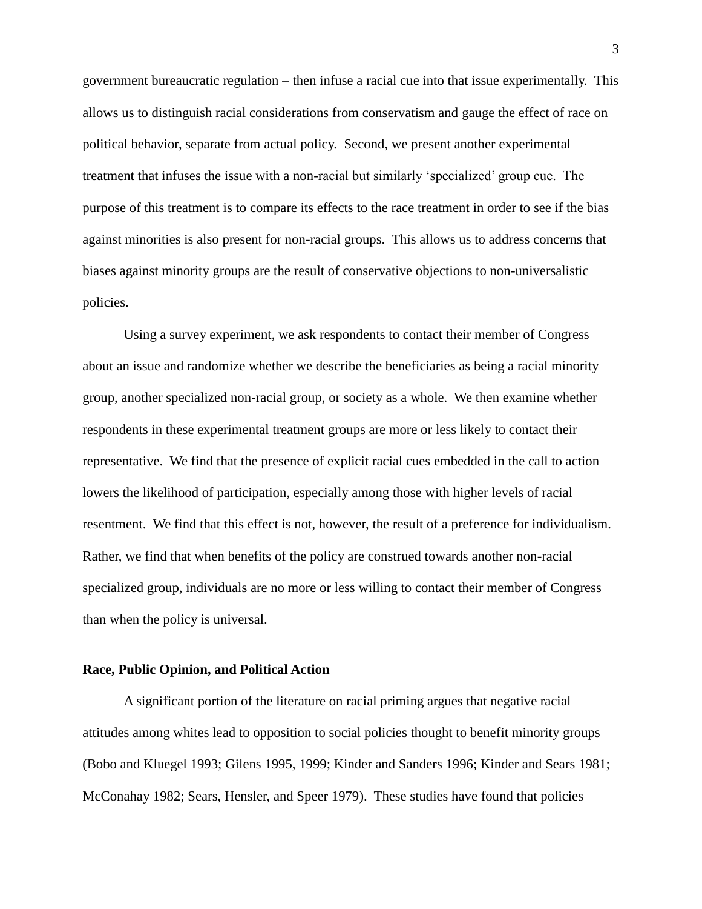government bureaucratic regulation – then infuse a racial cue into that issue experimentally. This allows us to distinguish racial considerations from conservatism and gauge the effect of race on political behavior, separate from actual policy. Second, we present another experimental treatment that infuses the issue with a non-racial but similarly 'specialized' group cue. The purpose of this treatment is to compare its effects to the race treatment in order to see if the bias against minorities is also present for non-racial groups. This allows us to address concerns that biases against minority groups are the result of conservative objections to non-universalistic policies.

Using a survey experiment, we ask respondents to contact their member of Congress about an issue and randomize whether we describe the beneficiaries as being a racial minority group, another specialized non-racial group, or society as a whole. We then examine whether respondents in these experimental treatment groups are more or less likely to contact their representative. We find that the presence of explicit racial cues embedded in the call to action lowers the likelihood of participation, especially among those with higher levels of racial resentment. We find that this effect is not, however, the result of a preference for individualism. Rather, we find that when benefits of the policy are construed towards another non-racial specialized group, individuals are no more or less willing to contact their member of Congress than when the policy is universal.

**Race, Public Opinion, and Political Action**

A significant portion of the literature on racial priming argues that negative racial attitudes among whites lead to opposition to social policies thought to benefit minority groups (Bobo and Kluegel 1993; Gilens 1995, 1999; Kinder and Sanders 1996; Kinder and Sears 1981; McConahay 1982; Sears, Hensler, and Speer 1979). These studies have found that policies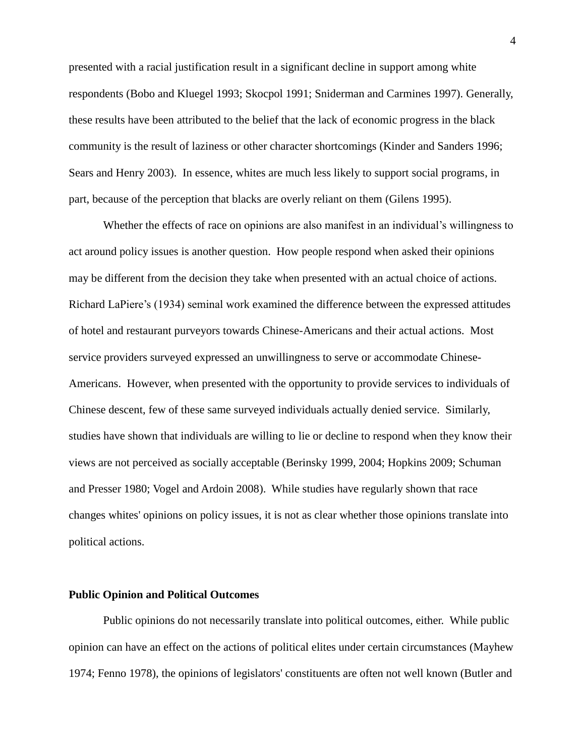presented with a racial justification result in a significant decline in support among white respondents (Bobo and Kluegel 1993; Skocpol 1991; Sniderman and Carmines 1997). Generally, these results have been attributed to the belief that the lack of economic progress in the black community is the result of laziness or other character shortcomings (Kinder and Sanders 1996; Sears and Henry 2003). In essence, whites are much less likely to support social programs, in part, because of the perception that blacks are overly reliant on them (Gilens 1995).

Whether the effects of race on opinions are also manifest in an individual's willingness to act around policy issues is another question. How people respond when asked their opinions may be different from the decision they take when presented with an actual choice of actions. Richard LaPiere's (1934) seminal work examined the difference between the expressed attitudes of hotel and restaurant purveyors towards Chinese-Americans and their actual actions. Most service providers surveyed expressed an unwillingness to serve or accommodate Chinese-Americans. However, when presented with the opportunity to provide services to individuals of Chinese descent, few of these same surveyed individuals actually denied service. Similarly, studies have shown that individuals are willing to lie or decline to respond when they know their views are not perceived as socially acceptable (Berinsky 1999, 2004; Hopkins 2009; Schuman and Presser 1980; Vogel and Ardoin 2008). While studies have regularly shown that race changes whites' opinions on policy issues, it is not as clear whether those opinions translate into political actions.

**Public Opinion and Political Outcomes**

Public opinions do not necessarily translate into political outcomes, either. While public opinion can have an effect on the actions of political elites under certain circumstances (Mayhew 1974; Fenno 1978), the opinions of legislators' constituents are often not well known (Butler and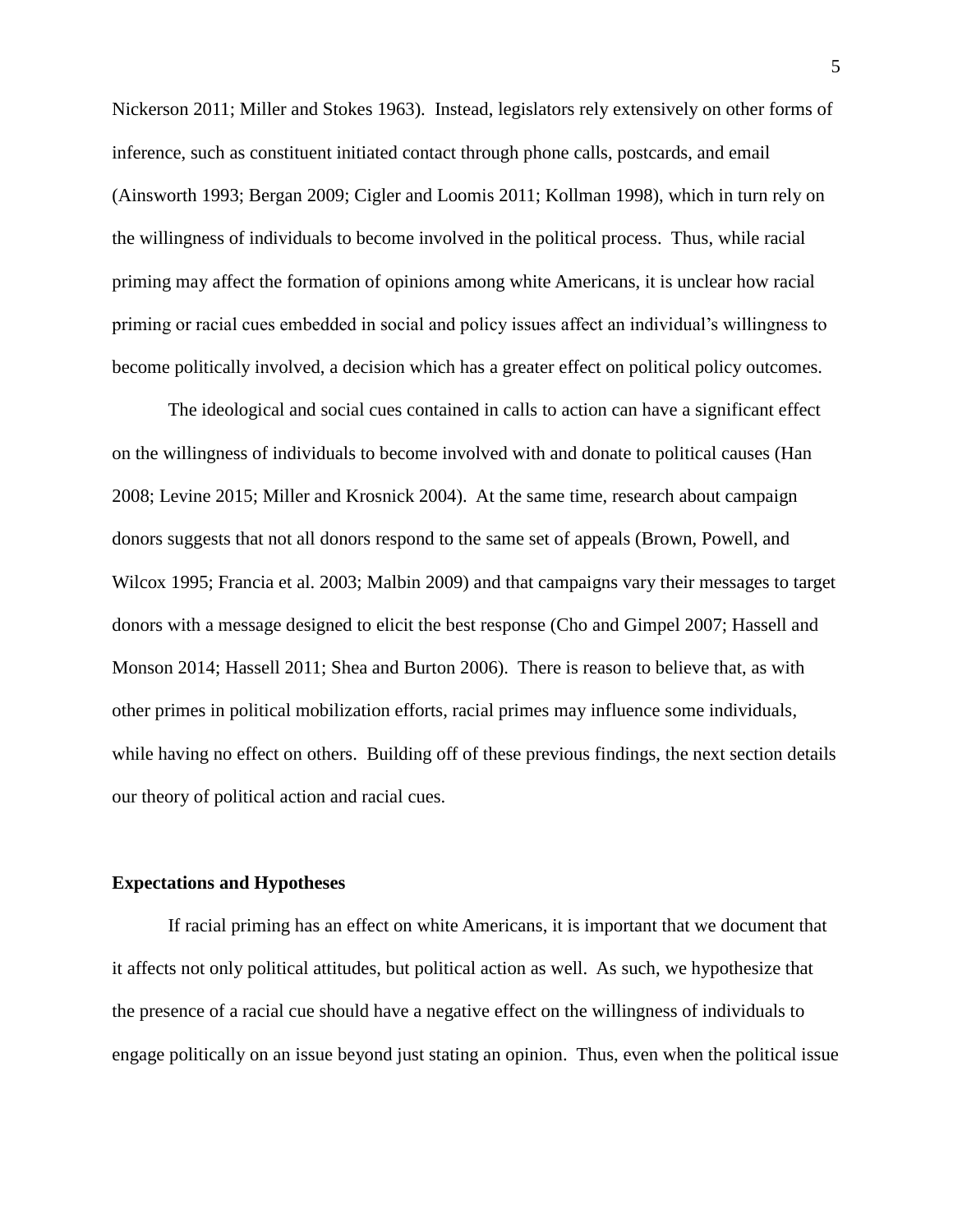Nickerson 2011; Miller and Stokes 1963). Instead, legislators rely extensively on other forms of inference, such as constituent initiated contact through phone calls, postcards, and email (Ainsworth 1993; Bergan 2009; Cigler and Loomis 2011; Kollman 1998), which in turn rely on the willingness of individuals to become involved in the political process. Thus, while racial priming may affect the formation of opinions among white Americans, it is unclear how racial priming or racial cues embedded in social and policy issues affect an individual's willingness to become politically involved, a decision which has a greater effect on political policy outcomes.

The ideological and social cues contained in calls to action can have a significant effect on the willingness of individuals to become involved with and donate to political causes (Han 2008; Levine 2015; Miller and Krosnick 2004). At the same time, research about campaign donors suggests that not all donors respond to the same set of appeals (Brown, Powell, and Wilcox 1995; Francia et al. 2003; Malbin 2009) and that campaigns vary their messages to target donors with a message designed to elicit the best response (Cho and Gimpel 2007; Hassell and Monson 2014; Hassell 2011; Shea and Burton 2006). There is reason to believe that, as with other primes in political mobilization efforts, racial primes may influence some individuals, while having no effect on others. Building off of these previous findings, the next section details our theory of political action and racial cues.

### Expectations and Hypotheses

If racial priming has an effect on white Americans, it is important that we document that it affects not only political attitudes, but political action as well. As such, we hypothesize that the presence of a racial cue should have a negative effect on the willingness of individuals to engage politically on an issue beyond just stating an opinion. Thus, even when the political issue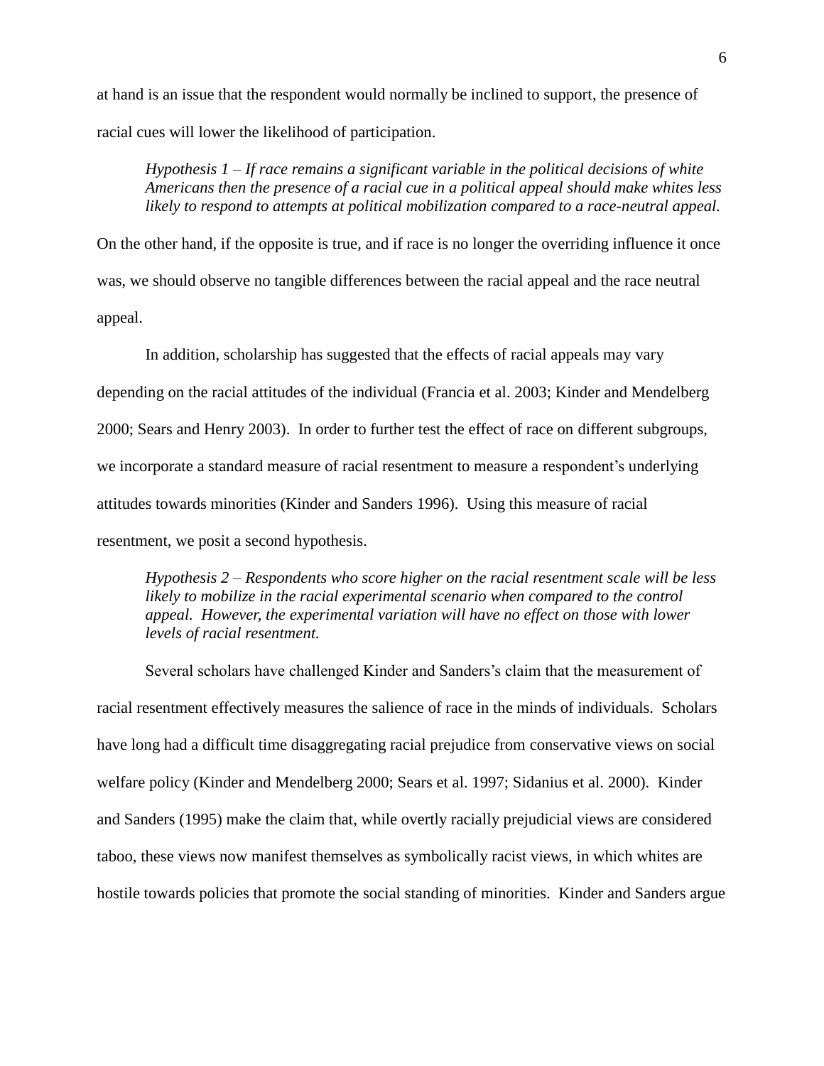at hand is an issue that the respondent would normally be inclined to support, the presence of racial cues will lower the likelihood of participation.

> *Hypothesis 1 – If race remains a significant variable in the political decisions of white Americans then the presence of a racial cue in a political appeal should make whites less likely to respond to attempts at political mobilization compared to a race-neutral appeal.*

On the other hand, if the opposite is true, and if race is no longer the overriding influence it once was, we should observe no tangible differences between the racial appeal and the race neutral appeal.

In addition, scholarship has suggested that the effects of racial appeals may vary depending on the racial attitudes of the individual (Francia et al. 2003; Kinder and Mendelberg 2000; Sears and Henry 2003). In order to further test the effect of race on different subgroups, we incorporate a standard measure of racial resentment to measure a respondent's underlying attitudes towards minorities (Kinder and Sanders 1996). Using this measure of racial resentment, we posit a second hypothesis.

> *Hypothesis 2 – Respondents who score higher on the racial resentment scale will be less likely to mobilize in the racial experimental scenario when compared to the control appeal. However, the experimental variation will have no effect on those with lower levels of racial resentment.*

Several scholars have challenged Kinder and Sanders's claim that the measurement of racial resentment effectively measures the salience of race in the minds of individuals. Scholars have long had a difficult time disaggregating racial prejudice from conservative views on social welfare policy (Kinder and Mendelberg 2000; Sears et al. 1997; Sidanius et al. 2000). Kinder and Sanders (1995) make the claim that, while overtly racially prejudicial views are considered taboo, these views now manifest themselves as symbolically racist views, in which whites are hostile towards policies that promote the social standing of minorities. Kinder and Sanders argue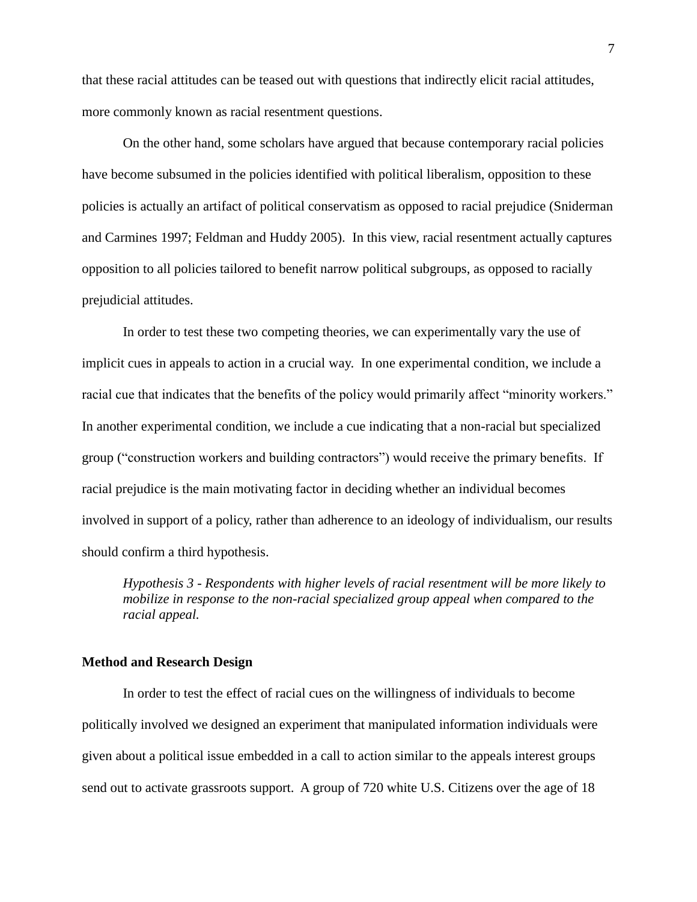that these racial attitudes can be teased out with questions that indirectly elicit racial attitudes, more commonly known as racial resentment questions.

On the other hand, some scholars have argued that because contemporary racial policies have become subsumed in the policies identified with political liberalism, opposition to these policies is actually an artifact of political conservatism as opposed to racial prejudice (Sniderman and Carmines 1997; Feldman and Huddy 2005). In this view, racial resentment actually captures opposition to all policies tailored to benefit narrow political subgroups, as opposed to racially prejudicial attitudes.

In order to test these two competing theories, we can experimentally vary the use of implicit cues in appeals to action in a crucial way. In one experimental condition, we include a racial cue that indicates that the benefits of the policy would primarily affect "minority workers." In another experimental condition, we include a cue indicating that a non-racial but specialized group ("construction workers and building contractors") would receive the primary benefits. If racial prejudice is the main motivating factor in deciding whether an individual becomes involved in support of a policy, rather than adherence to an ideology of individualism, our results should confirm a third hypothesis.

*Hypothesis 3 - Respondents with higher levels of racial resentment will be more likely to mobilize in response to the non-racial specialized group appeal when compared to the racial appeal.*

**Method and Research Design**

In order to test the effect of racial cues on the willingness of individuals to become politically involved we designed an experiment that manipulated information individuals were given about a political issue embedded in a call to action similar to the appeals interest groups send out to activate grassroots support. A group of 720 white U.S. Citizens over the age of 18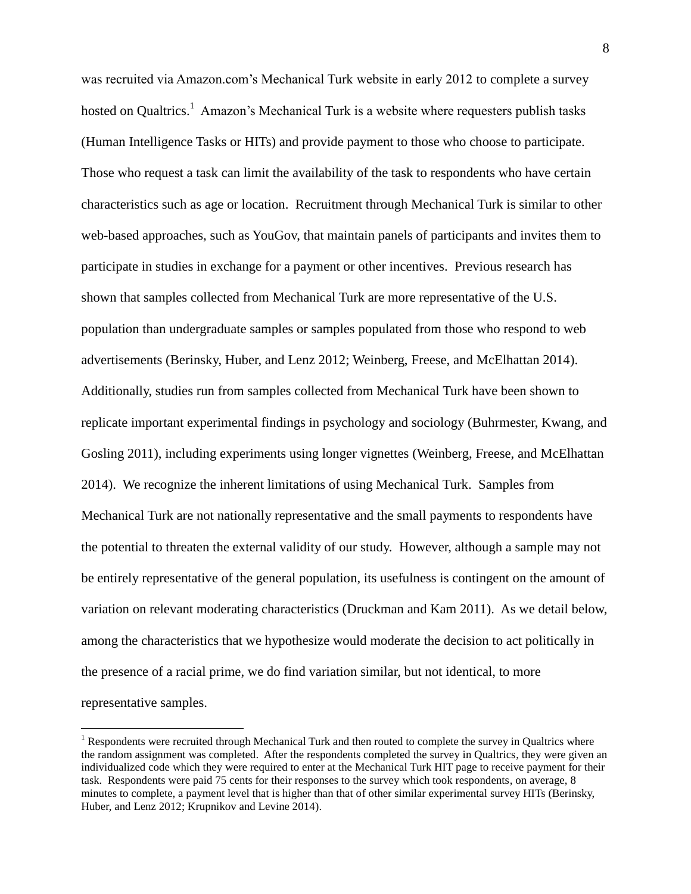was recruited via Amazon.com's Mechanical Turk website in early 2012 to complete a survey hosted on Qualtrics.[1] Amazon's Mechanical Turk is a website where requesters publish tasks (Human Intelligence Tasks or HITs) and provide payment to those who choose to participate. Those who request a task can limit the availability of the task to respondents who have certain characteristics such as age or location. Recruitment through Mechanical Turk is similar to other web-based approaches, such as YouGov, that maintain panels of participants and invites them to participate in studies in exchange for a payment or other incentives. Previous research has shown that samples collected from Mechanical Turk are more representative of the U.S. population than undergraduate samples or samples populated from those who respond to web advertisements (Berinsky, Huber, and Lenz 2012; Weinberg, Freese, and McElhattan 2014). Additionally, studies run from samples collected from Mechanical Turk have been shown to replicate important experimental findings in psychology and sociology (Buhrmester, Kwang, and Gosling 2011), including experiments using longer vignettes (Weinberg, Freese, and McElhattan 2014). We recognize the inherent limitations of using Mechanical Turk. Samples from Mechanical Turk are not nationally representative and the small payments to respondents have the potential to threaten the external validity of our study. However, although a sample may not be entirely representative of the general population, its usefulness is contingent on the amount of variation on relevant moderating characteristics (Druckman and Kam 2011). As we detail below, among the characteristics that we hypothesize would moderate the decision to act politically in the presence of a racial prime, we do find variation similar, but not identical, to more representative samples.

[1] Respondents were recruited through Mechanical Turk and then routed to complete the survey in Qualtrics where the random assignment was completed. After the respondents completed the survey in Qualtrics, they were given an individualized code which they were required to enter at the Mechanical Turk HIT page to receive payment for their task. Respondents were paid 75 cents for their responses to the survey which took respondents, on average, 8 minutes to complete, a payment level that is higher than that of other similar experimental survey HITs (Berinsky, Huber, and Lenz 2012; Krupnikov and Levine 2014).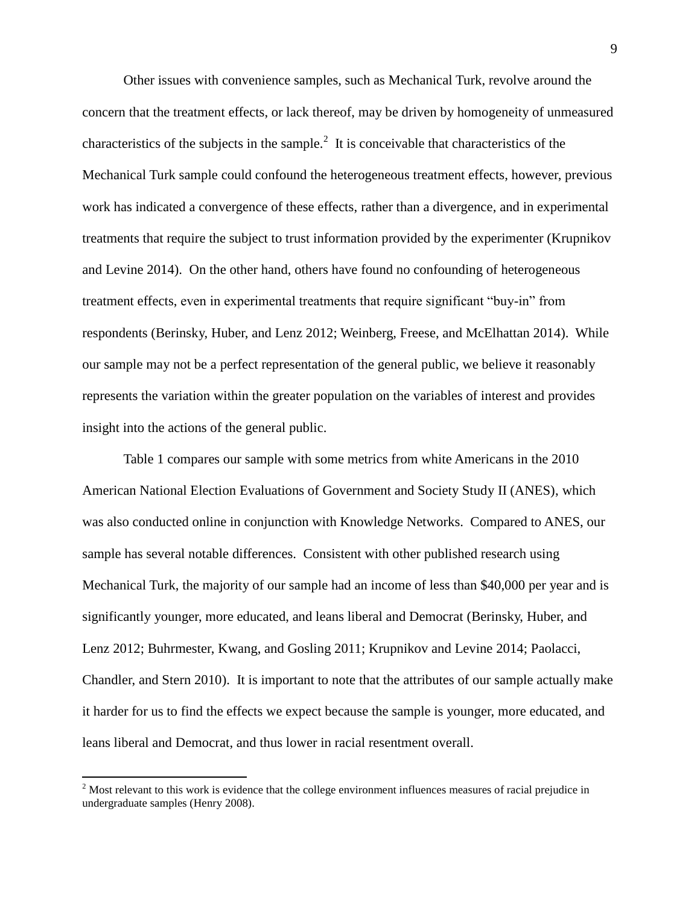Other issues with convenience samples, such as Mechanical Turk, revolve around the concern that the treatment effects, or lack thereof, may be driven by homogeneity of unmeasured characteristics of the subjects in the sample.[2] It is conceivable that characteristics of the Mechanical Turk sample could confound the heterogeneous treatment effects, however, previous work has indicated a convergence of these effects, rather than a divergence, and in experimental treatments that require the subject to trust information provided by the experimenter (Krupnikov and Levine 2014). On the other hand, others have found no confounding of heterogeneous treatment effects, even in experimental treatments that require significant "buy-in" from respondents (Berinsky, Huber, and Lenz 2012; Weinberg, Freese, and McElhattan 2014). While our sample may not be a perfect representation of the general public, we believe it reasonably represents the variation within the greater population on the variables of interest and provides insight into the actions of the general public.

Table 1 compares our sample with some metrics from white Americans in the 2010 American National Election Evaluations of Government and Society Study II (ANES), which was also conducted online in conjunction with Knowledge Networks. Compared to ANES, our sample has several notable differences. Consistent with other published research using Mechanical Turk, the majority of our sample had an income of less than $40,000 per year and is significantly younger, more educated, and leans liberal and Democrat (Berinsky, Huber, and Lenz 2012; Buhrmester, Kwang, and Gosling 2011; Krupnikov and Levine 2014; Paolacci, Chandler, and Stern 2010). It is important to note that the attributes of our sample actually make it harder for us to find the effects we expect because the sample is younger, more educated, and leans liberal and Democrat, and thus lower in racial resentment overall.

[2] Most relevant to this work is evidence that the college environment influences measures of racial prejudice in undergraduate samples (Henry 2008).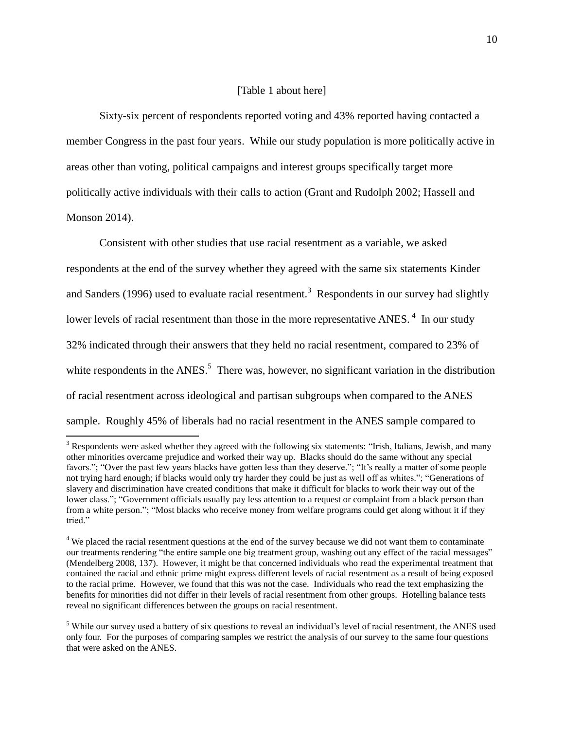[Table 1 about here]

Sixty-six percent of respondents reported voting and 43% reported having contacted a member Congress in the past four years. While our study population is more politically active in areas other than voting, political campaigns and interest groups specifically target more politically active individuals with their calls to action (Grant and Rudolph 2002; Hassell and Monson 2014).

Consistent with other studies that use racial resentment as a variable, we asked respondents at the end of the survey whether they agreed with the same six statements Kinder and Sanders (1996) used to evaluate racial resentment.[3] Respondents in our survey had slightly lower levels of racial resentment than those in the more representative ANES.[4] In our study 32% indicated through their answers that they held no racial resentment, compared to 23% of white respondents in the ANES.[5] There was, however, no significant variation in the distribution of racial resentment across ideological and partisan subgroups when compared to the ANES sample. Roughly 45% of liberals had no racial resentment in the ANES sample compared to

[3] Respondents were asked whether they agreed with the following six statements: "Irish, Italians, Jewish, and many other minorities overcame prejudice and worked their way up. Blacks should do the same without any special favors."; "Over the past few years blacks have gotten less than they deserve."; "It's really a matter of some people not trying hard enough; if blacks would only try harder they could be just as well off as whites."; "Generations of slavery and discrimination have created conditions that make it difficult for blacks to work their way out of the lower class."; "Government officials usually pay less attention to a request or complaint from a black person than from a white person."; "Most blacks who receive money from welfare programs could get along without it if they tried."

[4] We placed the racial resentment questions at the end of the survey because we did not want them to contaminate our treatments rendering "the entire sample one big treatment group, washing out any effect of the racial messages" (Mendelberg 2008, 137). However, it might be that concerned individuals who read the experimental treatment that contained the racial and ethnic prime might express different levels of racial resentment as a result of being exposed to the racial prime. However, we found that this was not the case. Individuals who read the text emphasizing the benefits for minorities did not differ in their levels of racial resentment from other groups. Hotelling balance tests reveal no significant differences between the groups on racial resentment.

[5] While our survey used a battery of six questions to reveal an individual's level of racial resentment, the ANES used only four. For the purposes of comparing samples we restrict the analysis of our survey to the same four questions that were asked on the ANES.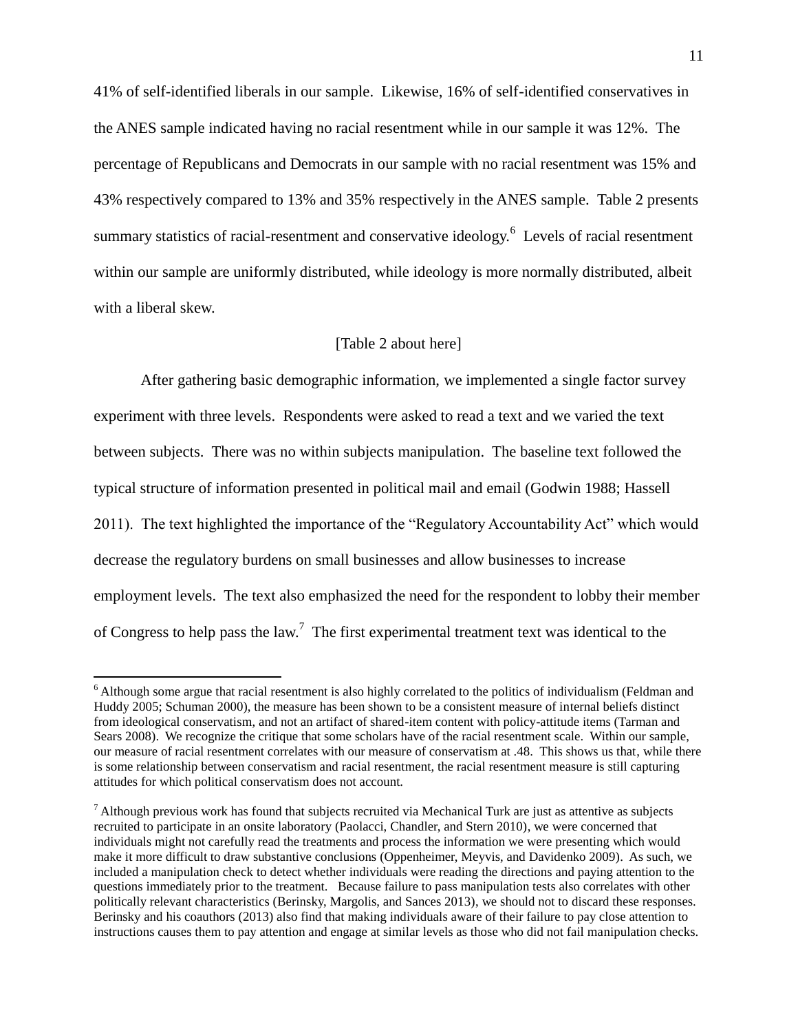41% of self-identified liberals in our sample. Likewise, 16% of self-identified conservatives in the ANES sample indicated having no racial resentment while in our sample it was 12%. The percentage of Republicans and Democrats in our sample with no racial resentment was 15% and 43% respectively compared to 13% and 35% respectively in the ANES sample. Table 2 presents summary statistics of racial-resentment and conservative ideology.[6] Levels of racial resentment within our sample are uniformly distributed, while ideology is more normally distributed, albeit with a liberal skew.

[Table 2 about here]

After gathering basic demographic information, we implemented a single factor survey experiment with three levels. Respondents were asked to read a text and we varied the text between subjects. There was no within subjects manipulation. The baseline text followed the typical structure of information presented in political mail and email (Godwin 1988; Hassell 2011). The text highlighted the importance of the "Regulatory Accountability Act" which would decrease the regulatory burdens on small businesses and allow businesses to increase employment levels. The text also emphasized the need for the respondent to lobby their member of Congress to help pass the law.[7] The first experimental treatment text was identical to the

---

[6] Although some argue that racial resentment is also highly correlated to the politics of individualism (Feldman and Huddy 2005; Schuman 2000), the measure has been shown to be a consistent measure of internal beliefs distinct from ideological conservatism, and not an artifact of shared-item content with policy-attitude items (Tarman and Sears 2008). We recognize the critique that some scholars have of the racial resentment scale. Within our sample, our measure of racial resentment correlates with our measure of conservatism at .48. This shows us that, while there is some relationship between conservatism and racial resentment, the racial resentment measure is still capturing attitudes for which political conservatism does not account.

[7] Although previous work has found that subjects recruited via Mechanical Turk are just as attentive as subjects recruited to participate in an onsite laboratory (Paolacci, Chandler, and Stern 2010), we were concerned that individuals might not carefully read the treatments and process the information we were presenting which would make it more difficult to draw substantive conclusions (Oppenheimer, Meyvis, and Davidenko 2009). As such, we included a manipulation check to detect whether individuals were reading the directions and paying attention to the questions immediately prior to the treatment. Because failure to pass manipulation tests also correlates with other politically relevant characteristics (Berinsky, Margolis, and Sances 2013), we should not to discard these responses. Berinsky and his coauthors (2013) also find that making individuals aware of their failure to pay close attention to instructions causes them to pay attention and engage at similar levels as those who did not fail manipulation checks.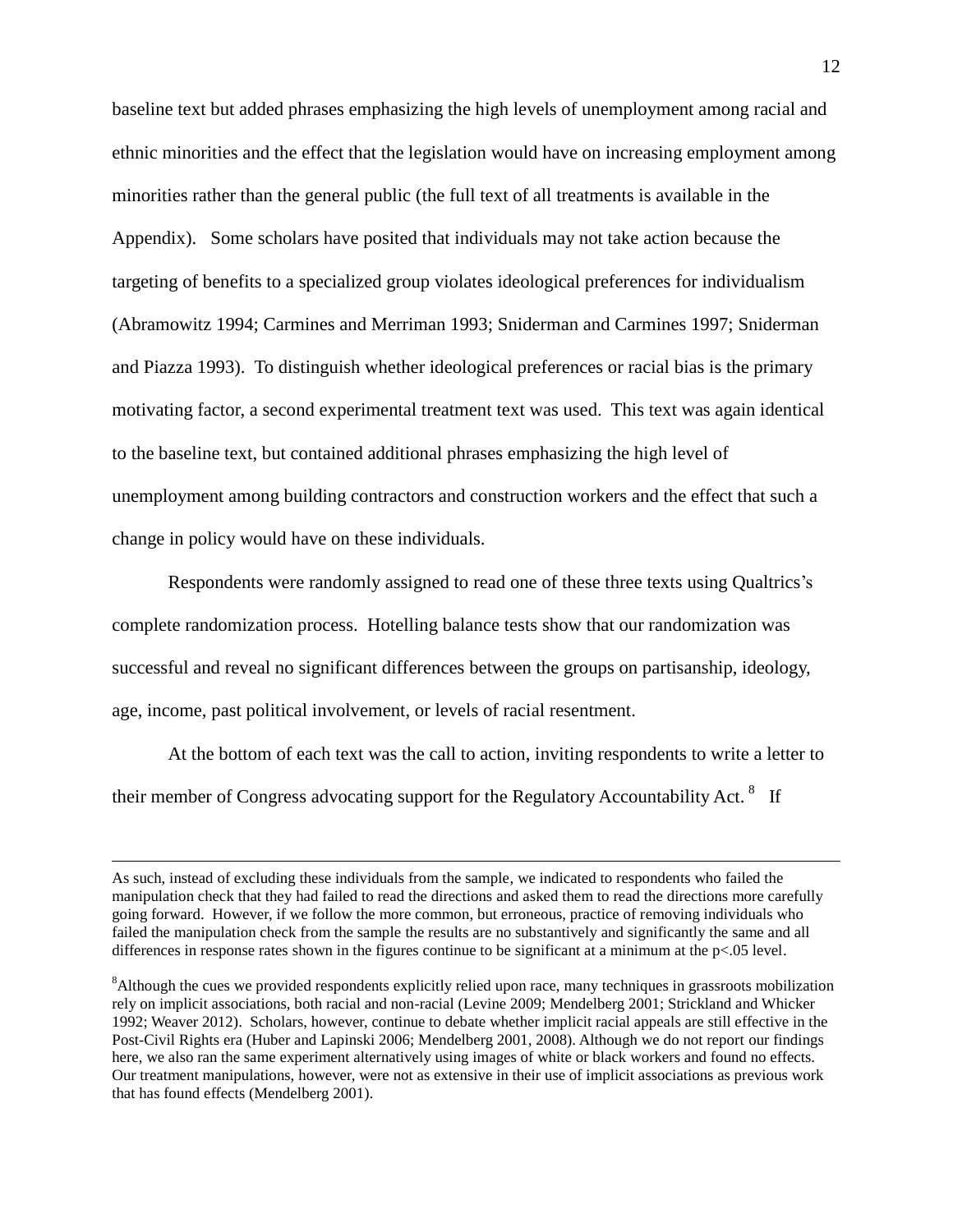baseline text but added phrases emphasizing the high levels of unemployment among racial and ethnic minorities and the effect that the legislation would have on increasing employment among minorities rather than the general public (the full text of all treatments is available in the Appendix). Some scholars have posited that individuals may not take action because the targeting of benefits to a specialized group violates ideological preferences for individualism (Abramowitz 1994; Carmines and Merriman 1993; Sniderman and Carmines 1997; Sniderman and Piazza 1993). To distinguish whether ideological preferences or racial bias is the primary motivating factor, a second experimental treatment text was used. This text was again identical to the baseline text, but contained additional phrases emphasizing the high level of unemployment among building contractors and construction workers and the effect that such a change in policy would have on these individuals.

Respondents were randomly assigned to read one of these three texts using Qualtrics's complete randomization process. Hotelling balance tests show that our randomization was successful and reveal no significant differences between the groups on partisanship, ideology, age, income, past political involvement, or levels of racial resentment.

At the bottom of each text was the call to action, inviting respondents to write a letter to their member of Congress advocating support for the Regulatory Accountability Act.[8] If

---

As such, instead of excluding these individuals from the sample, we indicated to respondents who failed the manipulation check that they had failed to read the directions and asked them to read the directions more carefully going forward. However, if we follow the more common, but erroneous, practice of removing individuals who failed the manipulation check from the sample the results are no substantively and significantly the same and all differences in response rates shown in the figures continue to be significant at a minimum at the $p<.05$ level.

[8] Although the cues we provided respondents explicitly relied upon race, many techniques in grassroots mobilization rely on implicit associations, both racial and non-racial (Levine 2009; Mendelberg 2001; Strickland and Whicker 1992; Weaver 2012). Scholars, however, continue to debate whether implicit racial appeals are still effective in the Post-Civil Rights era (Huber and Lapinski 2006; Mendelberg 2001, 2008). Although we do not report our findings here, we also ran the same experiment alternatively using images of white or black workers and found no effects. Our treatment manipulations, however, were not as extensive in their use of implicit associations as previous work that has found effects (Mendelberg 2001).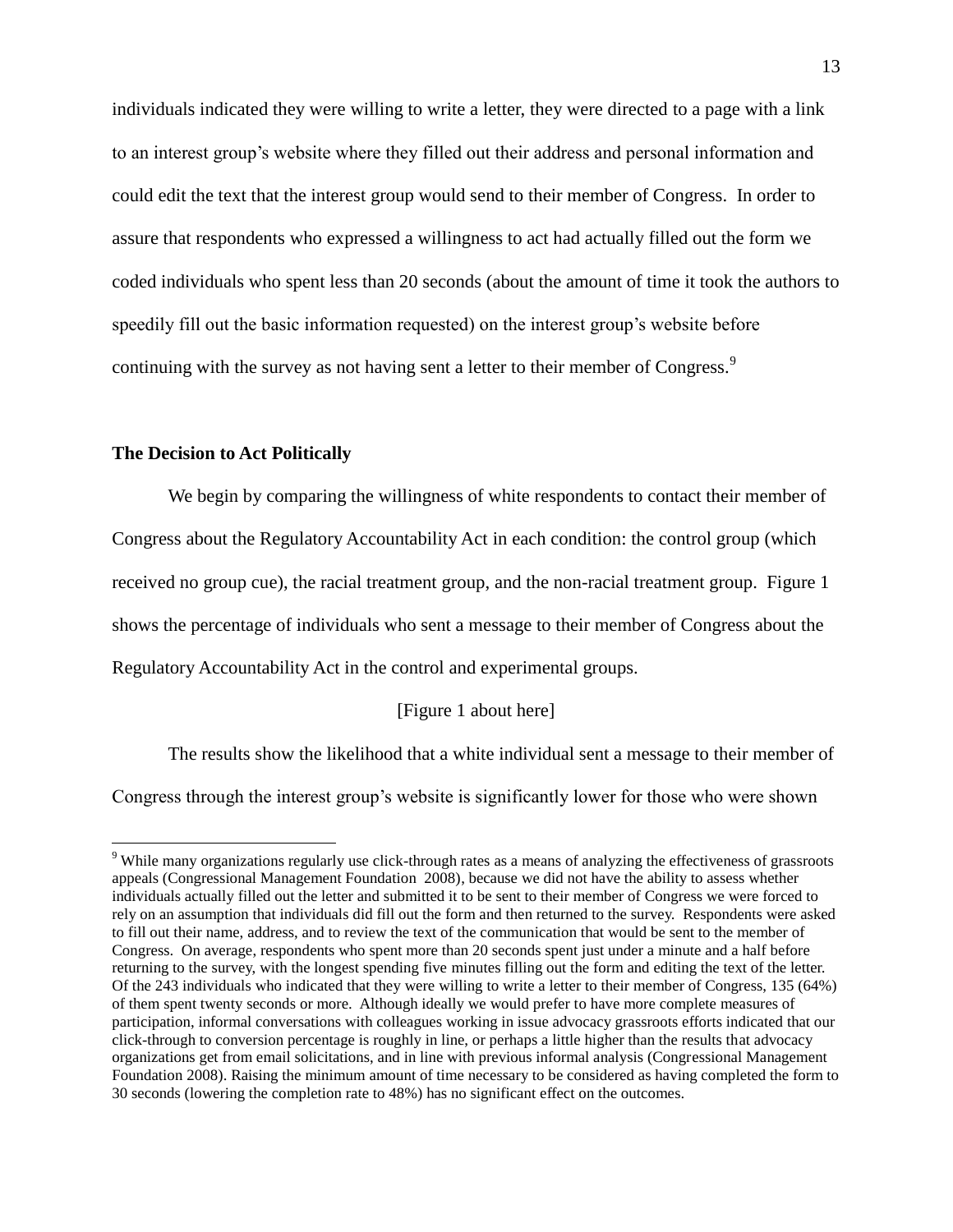individuals indicated they were willing to write a letter, they were directed to a page with a link to an interest group's website where they filled out their address and personal information and could edit the text that the interest group would send to their member of Congress. In order to assure that respondents who expressed a willingness to act had actually filled out the form we coded individuals who spent less than 20 seconds (about the amount of time it took the authors to speedily fill out the basic information requested) on the interest group's website before continuing with the survey as not having sent a letter to their member of Congress.[9]

### The Decision to Act Politically

We begin by comparing the willingness of white respondents to contact their member of Congress about the Regulatory Accountability Act in each condition: the control group (which received no group cue), the racial treatment group, and the non-racial treatment group. Figure 1 shows the percentage of individuals who sent a message to their member of Congress about the Regulatory Accountability Act in the control and experimental groups.

[Figure 1 about here]

The results show the likelihood that a white individual sent a message to their member of Congress through the interest group's website is significantly lower for those who were shown

[9] While many organizations regularly use click-through rates as a means of analyzing the effectiveness of grassroots appeals (Congressional Management Foundation 2008), because we did not have the ability to assess whether individuals actually filled out the letter and submitted it to be sent to their member of Congress we were forced to rely on an assumption that individuals did fill out the form and then returned to the survey. Respondents were asked to fill out their name, address, and to review the text of the communication that would be sent to the member of Congress. On average, respondents who spent more than 20 seconds spent just under a minute and a half before returning to the survey, with the longest spending five minutes filling out the form and editing the text of the letter. Of the 243 individuals who indicated that they were willing to write a letter to their member of Congress, 135 (64%) of them spent twenty seconds or more. Although ideally we would prefer to have more complete measures of participation, informal conversations with colleagues working in issue advocacy grassroots efforts indicated that our click-through to conversion percentage is roughly in line, or perhaps a little higher than the results that advocacy organizations get from email solicitations, and in line with previous informal analysis (Congressional Management Foundation 2008). Raising the minimum amount of time necessary to be considered as having completed the form to 30 seconds (lowering the completion rate to 48%) has no significant effect on the outcomes.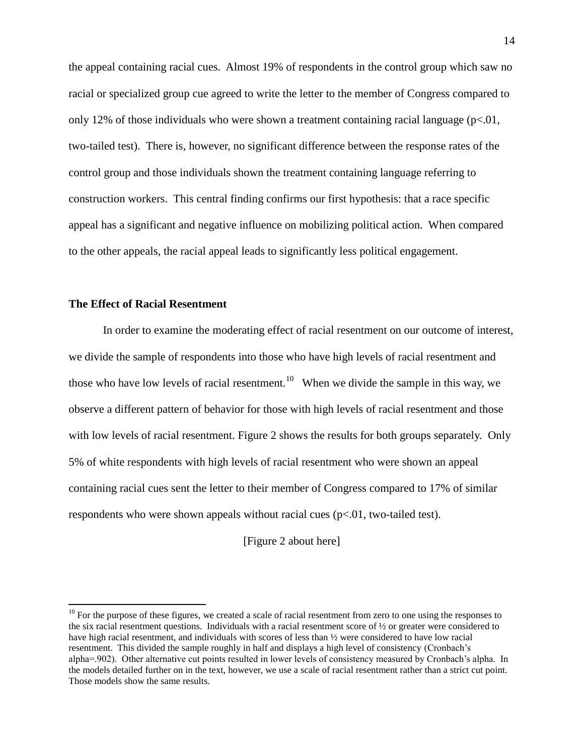the appeal containing racial cues. Almost 19% of respondents in the control group which saw no racial or specialized group cue agreed to write the letter to the member of Congress compared to only 12% of those individuals who were shown a treatment containing racial language ($p<.01$, two-tailed test). There is, however, no significant difference between the response rates of the control group and those individuals shown the treatment containing language referring to construction workers. This central finding confirms our first hypothesis: that a race specific appeal has a significant and negative influence on mobilizing political action. When compared to the other appeals, the racial appeal leads to significantly less political engagement.

### The Effect of Racial Resentment

In order to examine the moderating effect of racial resentment on our outcome of interest, we divide the sample of respondents into those who have high levels of racial resentment and those who have low levels of racial resentment.[10] When we divide the sample in this way, we observe a different pattern of behavior for those with high levels of racial resentment and those with low levels of racial resentment. Figure 2 shows the results for both groups separately. Only 5% of white respondents with high levels of racial resentment who were shown an appeal containing racial cues sent the letter to their member of Congress compared to 17% of similar respondents who were shown appeals without racial cues ($p<.01$, two-tailed test).

[Figure 2 about here]

[10] For the purpose of these figures, we created a scale of racial resentment from zero to one using the responses to the six racial resentment questions. Individuals with a racial resentment score of ½ or greater were considered to have high racial resentment, and individuals with scores of less than ½ were considered to have low racial resentment. This divided the sample roughly in half and displays a high level of consistency (Cronbach's alpha=.902). Other alternative cut points resulted in lower levels of consistency measured by Cronbach's alpha. In the models detailed further on in the text, however, we use a scale of racial resentment rather than a strict cut point. Those models show the same results.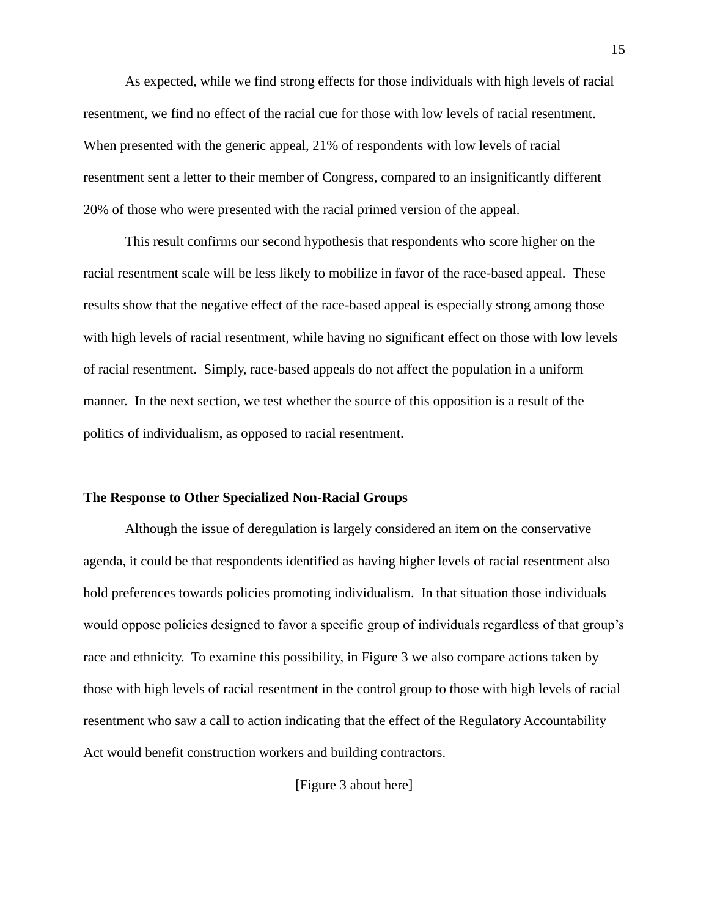As expected, while we find strong effects for those individuals with high levels of racial resentment, we find no effect of the racial cue for those with low levels of racial resentment. When presented with the generic appeal, 21% of respondents with low levels of racial resentment sent a letter to their member of Congress, compared to an insignificantly different 20% of those who were presented with the racial primed version of the appeal.

This result confirms our second hypothesis that respondents who score higher on the racial resentment scale will be less likely to mobilize in favor of the race-based appeal. These results show that the negative effect of the race-based appeal is especially strong among those with high levels of racial resentment, while having no significant effect on those with low levels of racial resentment. Simply, race-based appeals do not affect the population in a uniform manner. In the next section, we test whether the source of this opposition is a result of the politics of individualism, as opposed to racial resentment.

### The Response to Other Specialized Non-Racial Groups

Although the issue of deregulation is largely considered an item on the conservative agenda, it could be that respondents identified as having higher levels of racial resentment also hold preferences towards policies promoting individualism. In that situation those individuals would oppose policies designed to favor a specific group of individuals regardless of that group's race and ethnicity. To examine this possibility, in Figure 3 we also compare actions taken by those with high levels of racial resentment in the control group to those with high levels of racial resentment who saw a call to action indicating that the effect of the Regulatory Accountability Act would benefit construction workers and building contractors.

[Figure 3 about here]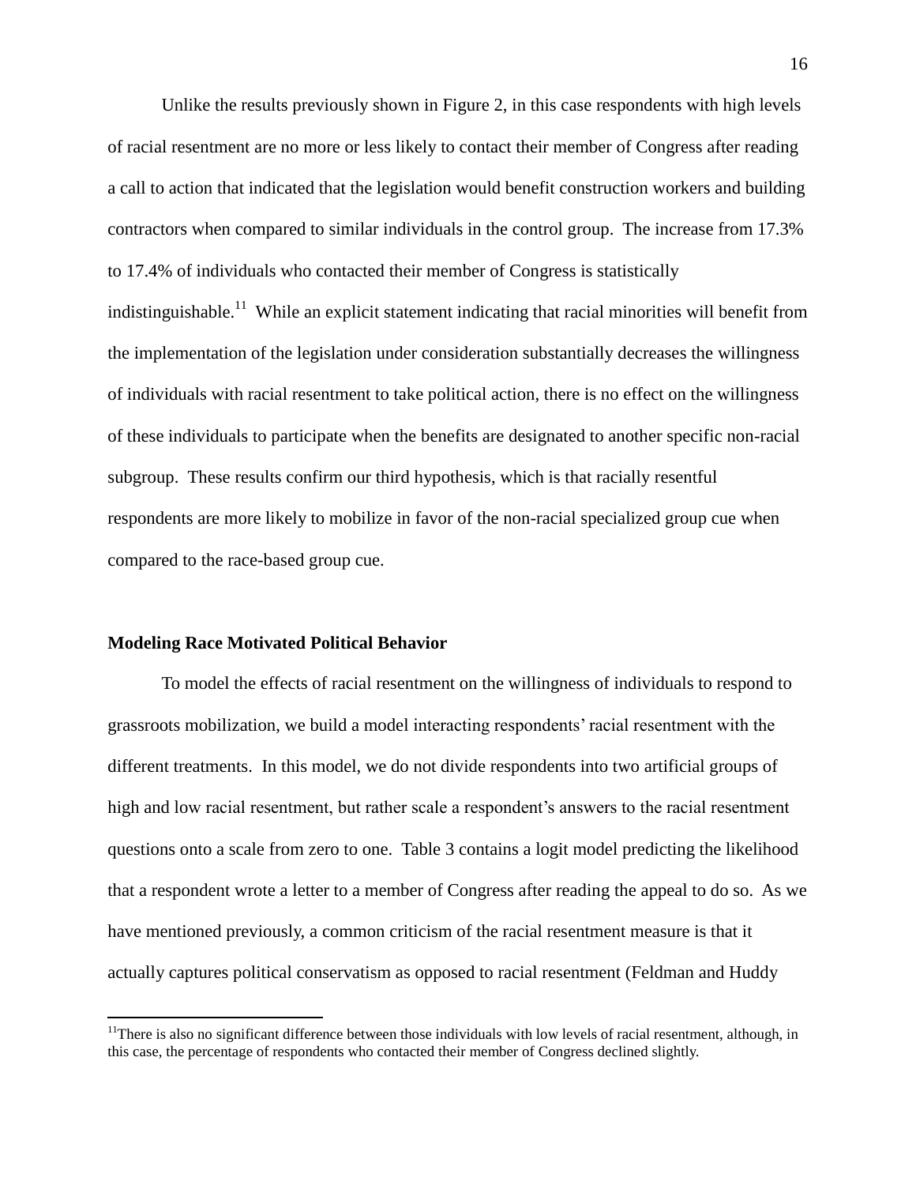Unlike the results previously shown in Figure 2, in this case respondents with high levels of racial resentment are no more or less likely to contact their member of Congress after reading a call to action that indicated that the legislation would benefit construction workers and building contractors when compared to similar individuals in the control group. The increase from 17.3% to 17.4% of individuals who contacted their member of Congress is statistically indistinguishable.[11] While an explicit statement indicating that racial minorities will benefit from the implementation of the legislation under consideration substantially decreases the willingness of individuals with racial resentment to take political action, there is no effect on the willingness of these individuals to participate when the benefits are designated to another specific non-racial subgroup. These results confirm our third hypothesis, which is that racially resentful respondents are more likely to mobilize in favor of the non-racial specialized group cue when compared to the race-based group cue.

**Modeling Race Motivated Political Behavior**

To model the effects of racial resentment on the willingness of individuals to respond to grassroots mobilization, we build a model interacting respondents' racial resentment with the different treatments. In this model, we do not divide respondents into two artificial groups of high and low racial resentment, but rather scale a respondent's answers to the racial resentment questions onto a scale from zero to one. Table 3 contains a logit model predicting the likelihood that a respondent wrote a letter to a member of Congress after reading the appeal to do so. As we have mentioned previously, a common criticism of the racial resentment measure is that it actually captures political conservatism as opposed to racial resentment (Feldman and Huddy

[11]There is also no significant difference between those individuals with low levels of racial resentment, although, in this case, the percentage of respondents who contacted their member of Congress declined slightly.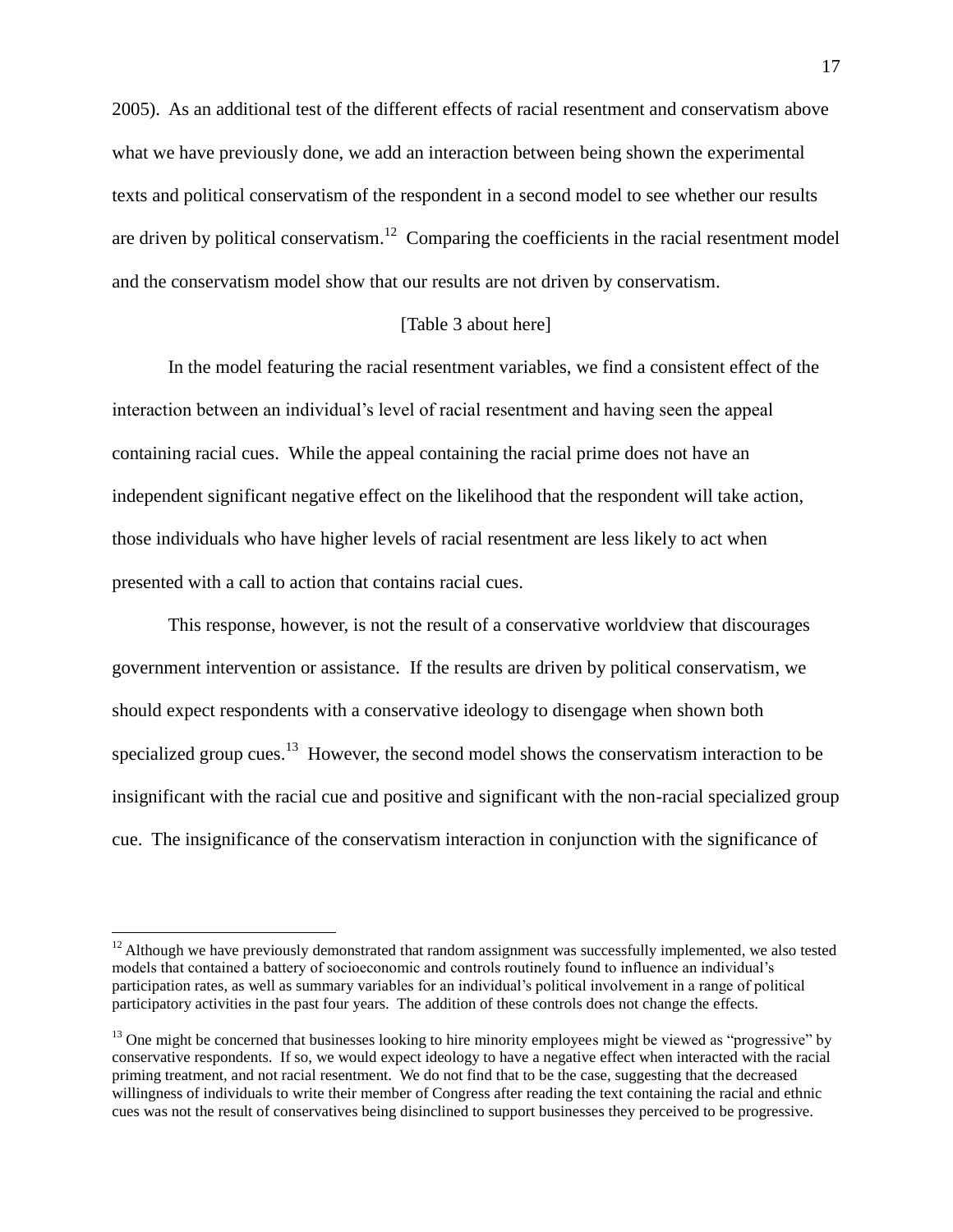2005). As an additional test of the different effects of racial resentment and conservatism above what we have previously done, we add an interaction between being shown the experimental texts and political conservatism of the respondent in a second model to see whether our results are driven by political conservatism.[12] Comparing the coefficients in the racial resentment model and the conservatism model show that our results are not driven by conservatism.

[Table 3 about here]

In the model featuring the racial resentment variables, we find a consistent effect of the interaction between an individual's level of racial resentment and having seen the appeal containing racial cues. While the appeal containing the racial prime does not have an independent significant negative effect on the likelihood that the respondent will take action, those individuals who have higher levels of racial resentment are less likely to act when presented with a call to action that contains racial cues.

This response, however, is not the result of a conservative worldview that discourages government intervention or assistance. If the results are driven by political conservatism, we should expect respondents with a conservative ideology to disengage when shown both specialized group cues.[13] However, the second model shows the conservatism interaction to be insignificant with the racial cue and positive and significant with the non-racial specialized group cue. The insignificance of the conservatism interaction in conjunction with the significance of

[12] Although we have previously demonstrated that random assignment was successfully implemented, we also tested models that contained a battery of socioeconomic and controls routinely found to influence an individual's participation rates, as well as summary variables for an individual's political involvement in a range of political participatory activities in the past four years. The addition of these controls does not change the effects.

[13] One might be concerned that businesses looking to hire minority employees might be viewed as "progressive" by conservative respondents. If so, we would expect ideology to have a negative effect when interacted with the racial priming treatment, and not racial resentment. We do not find that to be the case, suggesting that the decreased willingness of individuals to write their member of Congress after reading the text containing the racial and ethnic cues was not the result of conservatives being disinclined to support businesses they perceived to be progressive.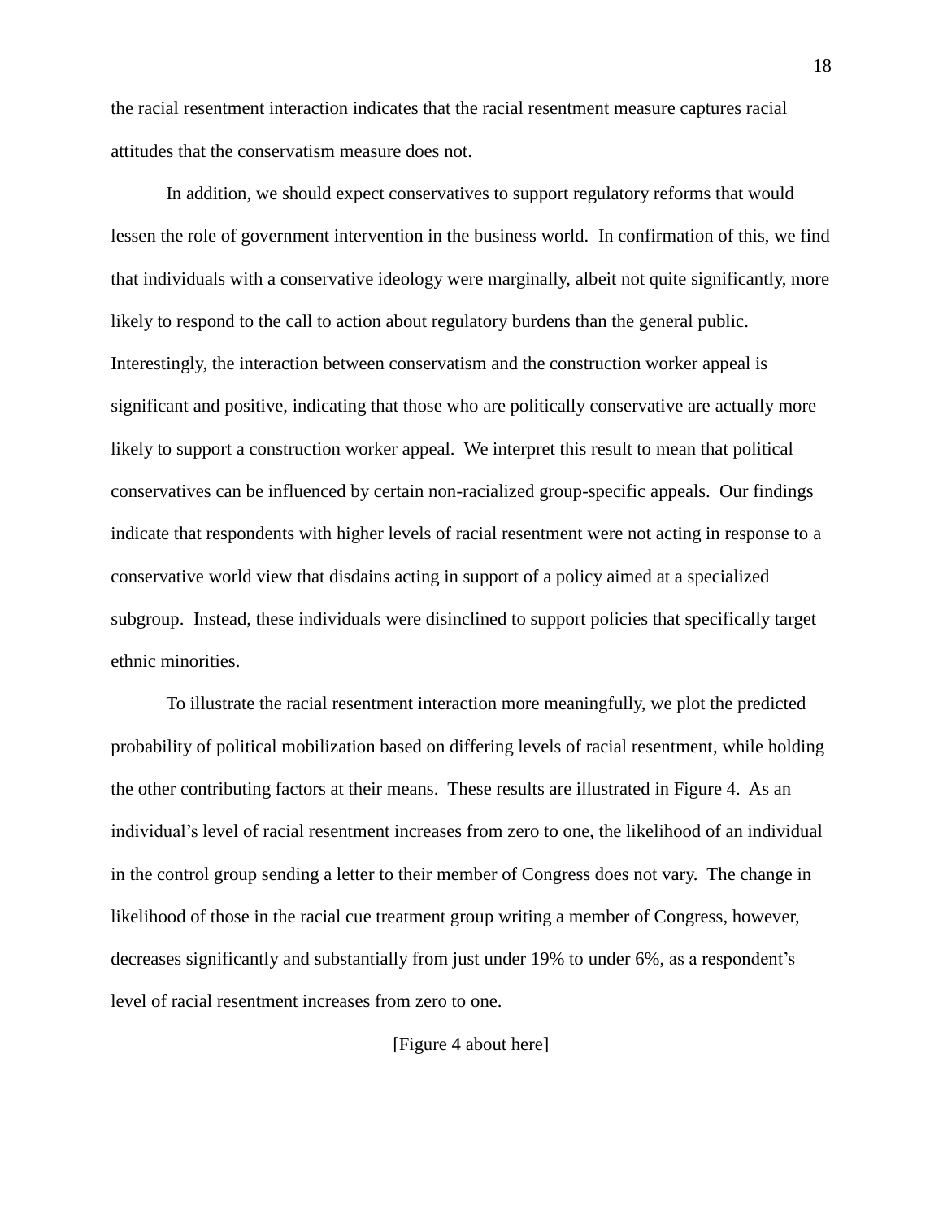the racial resentment interaction indicates that the racial resentment measure captures racial attitudes that the conservatism measure does not.

In addition, we should expect conservatives to support regulatory reforms that would lessen the role of government intervention in the business world. In confirmation of this, we find that individuals with a conservative ideology were marginally, albeit not quite significantly, more likely to respond to the call to action about regulatory burdens than the general public. Interestingly, the interaction between conservatism and the construction worker appeal is significant and positive, indicating that those who are politically conservative are actually more likely to support a construction worker appeal. We interpret this result to mean that political conservatives can be influenced by certain non-racialized group-specific appeals. Our findings indicate that respondents with higher levels of racial resentment were not acting in response to a conservative world view that disdains acting in support of a policy aimed at a specialized subgroup. Instead, these individuals were disinclined to support policies that specifically target ethnic minorities.

To illustrate the racial resentment interaction more meaningfully, we plot the predicted probability of political mobilization based on differing levels of racial resentment, while holding the other contributing factors at their means. These results are illustrated in Figure 4. As an individual's level of racial resentment increases from zero to one, the likelihood of an individual in the control group sending a letter to their member of Congress does not vary. The change in likelihood of those in the racial cue treatment group writing a member of Congress, however, decreases significantly and substantially from just under 19% to under 6%, as a respondent's level of racial resentment increases from zero to one.

[Figure 4 about here]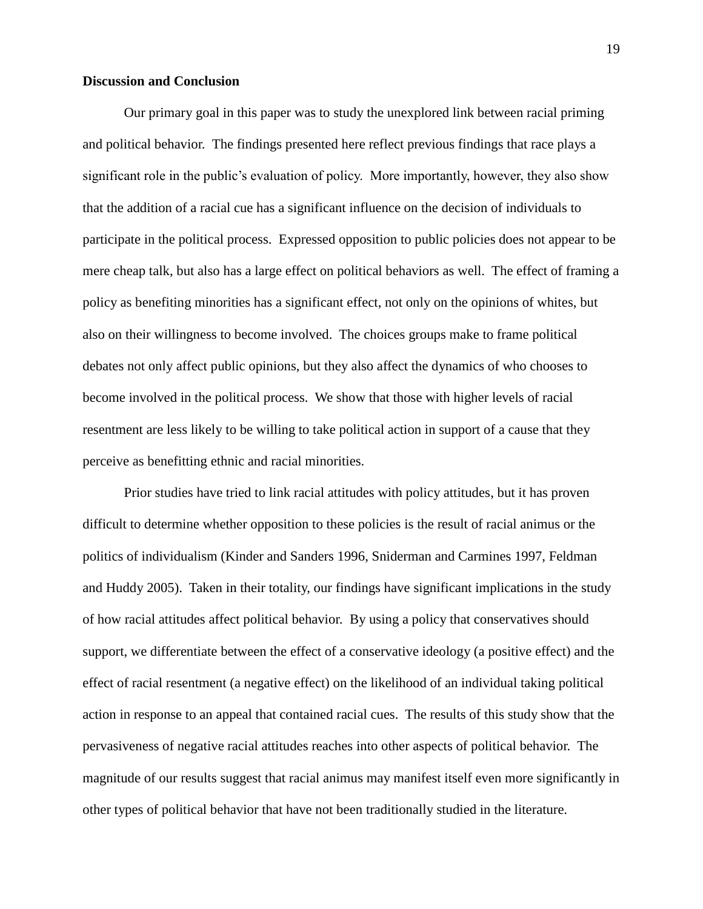**Discussion and Conclusion**

Our primary goal in this paper was to study the unexplored link between racial priming and political behavior. The findings presented here reflect previous findings that race plays a significant role in the public's evaluation of policy. More importantly, however, they also show that the addition of a racial cue has a significant influence on the decision of individuals to participate in the political process. Expressed opposition to public policies does not appear to be mere cheap talk, but also has a large effect on political behaviors as well. The effect of framing a policy as benefiting minorities has a significant effect, not only on the opinions of whites, but also on their willingness to become involved. The choices groups make to frame political debates not only affect public opinions, but they also affect the dynamics of who chooses to become involved in the political process. We show that those with higher levels of racial resentment are less likely to be willing to take political action in support of a cause that they perceive as benefitting ethnic and racial minorities.

Prior studies have tried to link racial attitudes with policy attitudes, but it has proven difficult to determine whether opposition to these policies is the result of racial animus or the politics of individualism (Kinder and Sanders 1996, Sniderman and Carmines 1997, Feldman and Huddy 2005). Taken in their totality, our findings have significant implications in the study of how racial attitudes affect political behavior. By using a policy that conservatives should support, we differentiate between the effect of a conservative ideology (a positive effect) and the effect of racial resentment (a negative effect) on the likelihood of an individual taking political action in response to an appeal that contained racial cues. The results of this study show that the pervasiveness of negative racial attitudes reaches into other aspects of political behavior. The magnitude of our results suggest that racial animus may manifest itself even more significantly in other types of political behavior that have not been traditionally studied in the literature.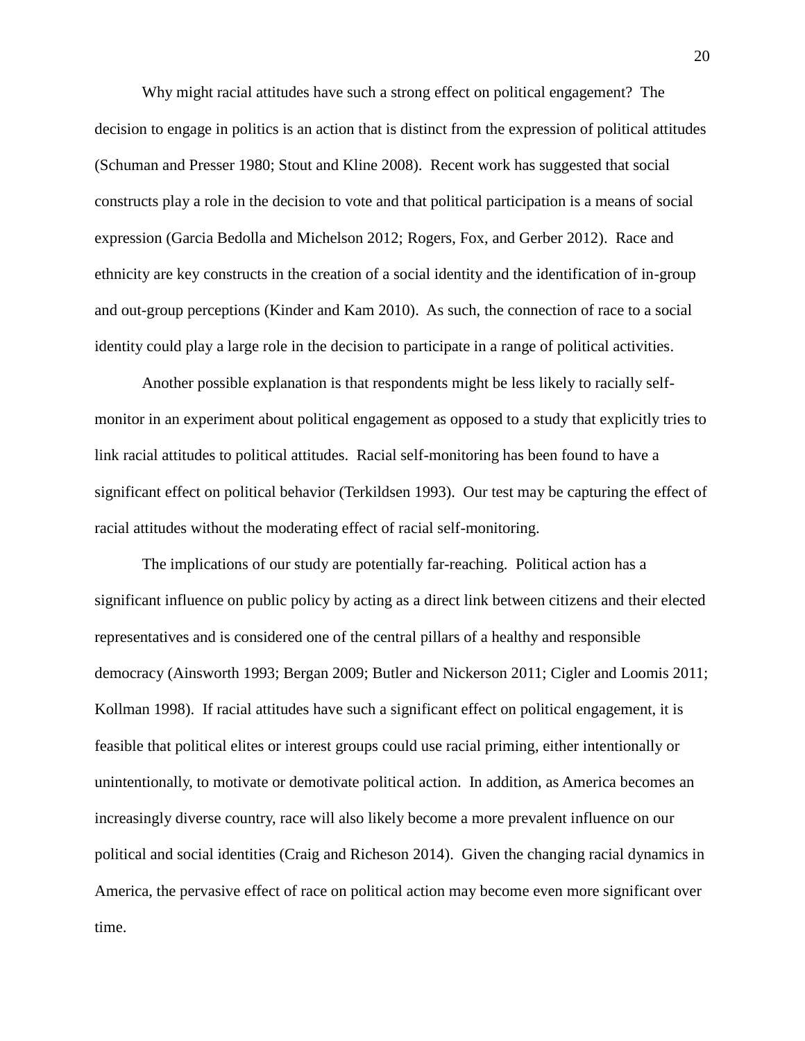Why might racial attitudes have such a strong effect on political engagement? The decision to engage in politics is an action that is distinct from the expression of political attitudes (Schuman and Presser 1980; Stout and Kline 2008). Recent work has suggested that social constructs play a role in the decision to vote and that political participation is a means of social expression (Garcia Bedolla and Michelson 2012; Rogers, Fox, and Gerber 2012). Race and ethnicity are key constructs in the creation of a social identity and the identification of in-group and out-group perceptions (Kinder and Kam 2010). As such, the connection of race to a social identity could play a large role in the decision to participate in a range of political activities.

Another possible explanation is that respondents might be less likely to racially self-monitor in an experiment about political engagement as opposed to a study that explicitly tries to link racial attitudes to political attitudes. Racial self-monitoring has been found to have a significant effect on political behavior (Terkildsen 1993). Our test may be capturing the effect of racial attitudes without the moderating effect of racial self-monitoring.

The implications of our study are potentially far-reaching. Political action has a significant influence on public policy by acting as a direct link between citizens and their elected representatives and is considered one of the central pillars of a healthy and responsible democracy (Ainsworth 1993; Bergan 2009; Butler and Nickerson 2011; Cigler and Loomis 2011; Kollman 1998). If racial attitudes have such a significant effect on political engagement, it is feasible that political elites or interest groups could use racial priming, either intentionally or unintentionally, to motivate or demotivate political action. In addition, as America becomes an increasingly diverse country, race will also likely become a more prevalent influence on our political and social identities (Craig and Richeson 2014). Given the changing racial dynamics in America, the pervasive effect of race on political action may become even more significant over time.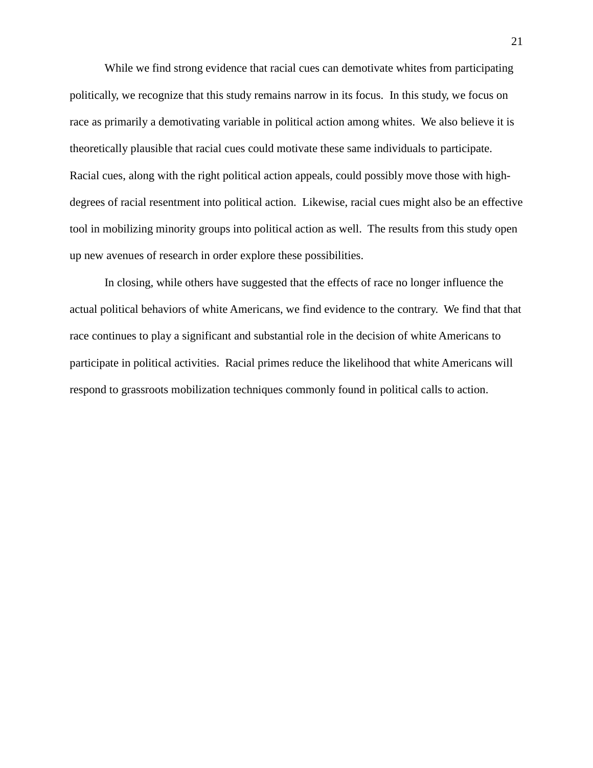While we find strong evidence that racial cues can demotivate whites from participating politically, we recognize that this study remains narrow in its focus. In this study, we focus on race as primarily a demotivating variable in political action among whites. We also believe it is theoretically plausible that racial cues could motivate these same individuals to participate. Racial cues, along with the right political action appeals, could possibly move those with high-degrees of racial resentment into political action. Likewise, racial cues might also be an effective tool in mobilizing minority groups into political action as well. The results from this study open up new avenues of research in order explore these possibilities.

In closing, while others have suggested that the effects of race no longer influence the actual political behaviors of white Americans, we find evidence to the contrary. We find that that race continues to play a significant and substantial role in the decision of white Americans to participate in political activities. Racial primes reduce the likelihood that white Americans will respond to grassroots mobilization techniques commonly found in political calls to action.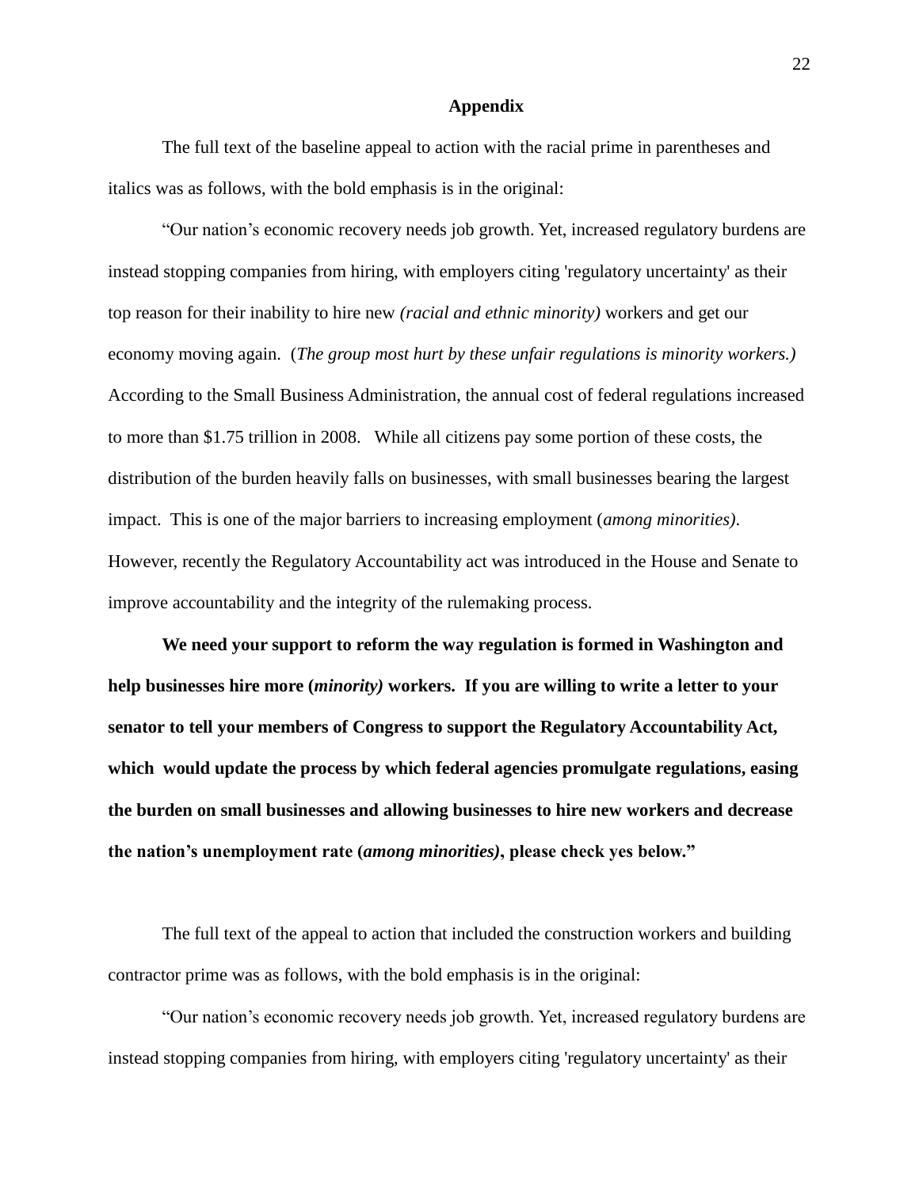## Appendix

The full text of the baseline appeal to action with the racial prime in parentheses and italics was as follows, with the bold emphasis is in the original:

"Our nation's economic recovery needs job growth. Yet, increased regulatory burdens are instead stopping companies from hiring, with employers citing 'regulatory uncertainty' as their top reason for their inability to hire new *(racial and ethnic minority)* workers and get our economy moving again. (*The group most hurt by these unfair regulations is minority workers.)* According to the Small Business Administration, the annual cost of federal regulations increased to more than $1.75 trillion in 2008. While all citizens pay some portion of these costs, the distribution of the burden heavily falls on businesses, with small businesses bearing the largest impact. This is one of the major barriers to increasing employment (*among minorities)*. However, recently the Regulatory Accountability act was introduced in the House and Senate to improve accountability and the integrity of the rulemaking process.

**We need your support to reform the way regulation is formed in Washington and help businesses hire more (*minority)* workers. If you are willing to write a letter to your senator to tell your members of Congress to support the Regulatory Accountability Act, which would update the process by which federal agencies promulgate regulations, easing the burden on small businesses and allowing businesses to hire new workers and decrease the nation's unemployment rate (*among minorities)*, please check yes below."**

The full text of the appeal to action that included the construction workers and building contractor prime was as follows, with the bold emphasis is in the original:

"Our nation's economic recovery needs job growth. Yet, increased regulatory burdens are instead stopping companies from hiring, with employers citing 'regulatory uncertainty' as their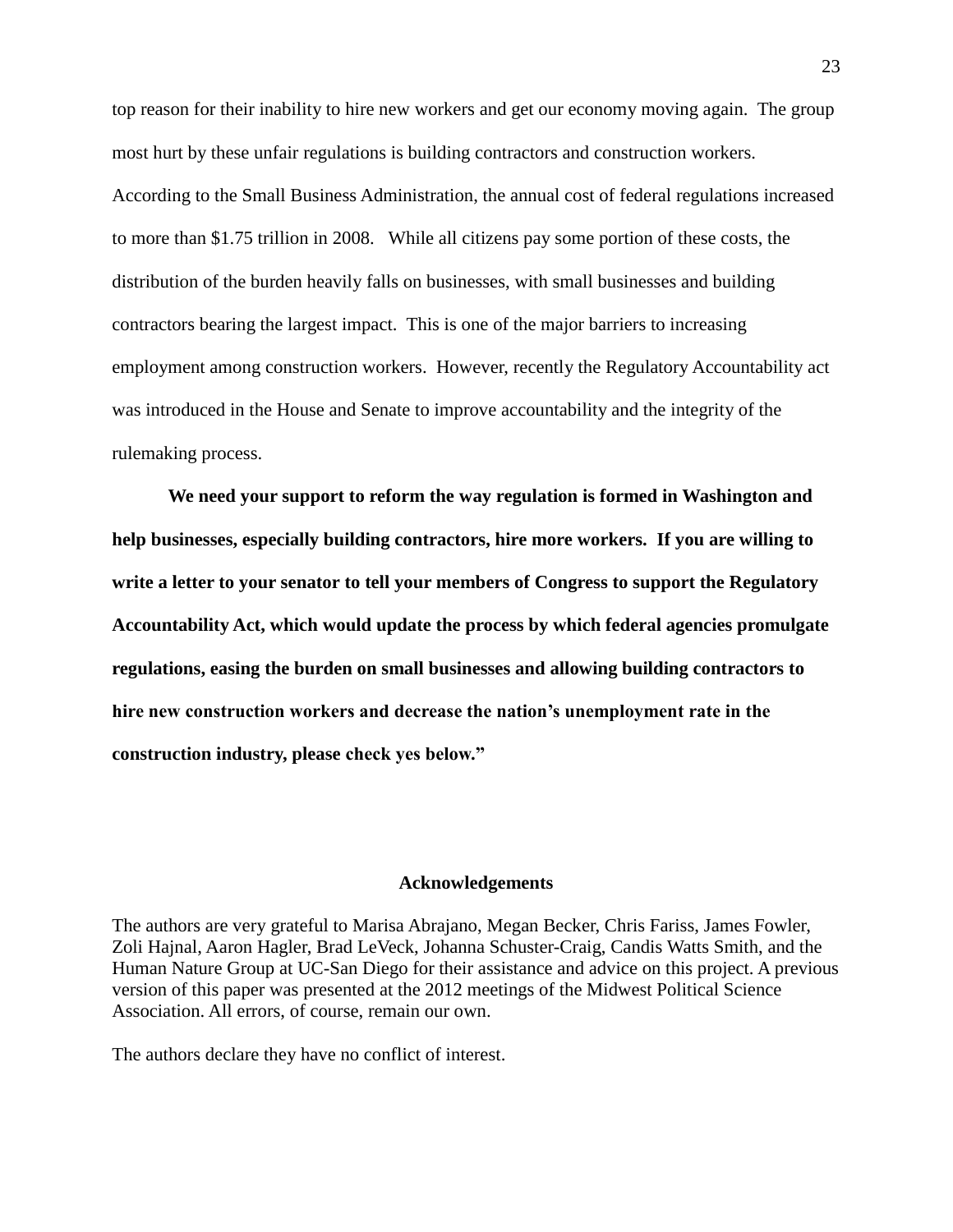top reason for their inability to hire new workers and get our economy moving again. The group most hurt by these unfair regulations is building contractors and construction workers. According to the Small Business Administration, the annual cost of federal regulations increased to more than $1.75 trillion in 2008. While all citizens pay some portion of these costs, the distribution of the burden heavily falls on businesses, with small businesses and building contractors bearing the largest impact. This is one of the major barriers to increasing employment among construction workers. However, recently the Regulatory Accountability act was introduced in the House and Senate to improve accountability and the integrity of the rulemaking process.

**We need your support to reform the way regulation is formed in Washington and help businesses, especially building contractors, hire more workers. If you are willing to write a letter to your senator to tell your members of Congress to support the Regulatory Accountability Act, which would update the process by which federal agencies promulgate regulations, easing the burden on small businesses and allowing building contractors to hire new construction workers and decrease the nation's unemployment rate in the construction industry, please check yes below."**

## Acknowledgements

The authors are very grateful to Marisa Abrajano, Megan Becker, Chris Fariss, James Fowler, Zoli Hajnal, Aaron Hagler, Brad LeVeck, Johanna Schuster-Craig, Candis Watts Smith, and the Human Nature Group at UC-San Diego for their assistance and advice on this project. A previous version of this paper was presented at the 2012 meetings of the Midwest Political Science Association. All errors, of course, remain our own.

The authors declare they have no conflict of interest.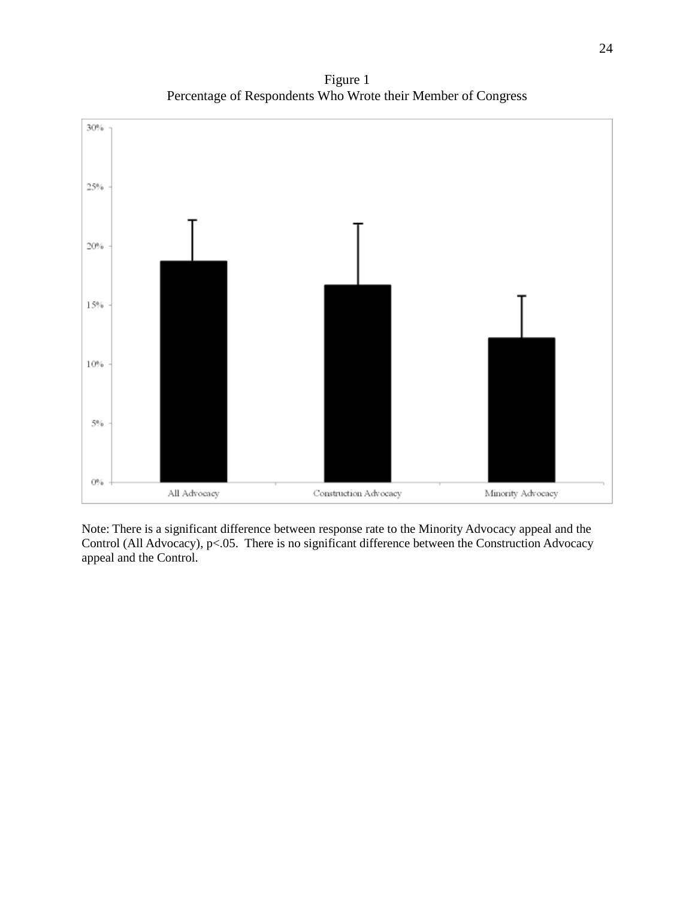Figure 1
Percentage of Respondents Who Wrote their Member of Congress

Note: There is a significant difference between response rate to the Minority Advocacy appeal and the Control (All Advocacy), $p<.05$. There is no significant difference between the Construction Advocacy appeal and the Control.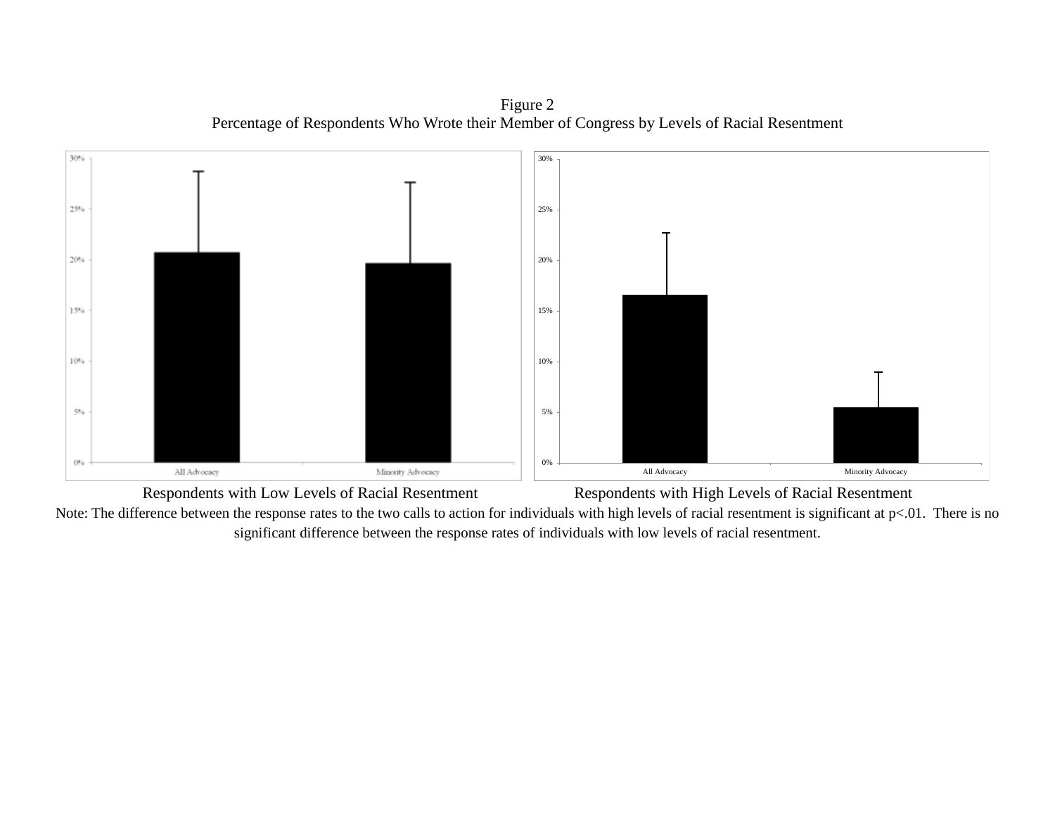Figure 2
Percentage of Respondents Who Wrote their Member of Congress by Levels of Racial Resentment

Respondents with Low Levels of Racial Resentment

Respondents with High Levels of Racial Resentment

Note: The difference between the response rates to the two calls to action for individuals with high levels of racial resentment is significant at p<.01. There is no significant difference between the response rates of individuals with low levels of racial resentment.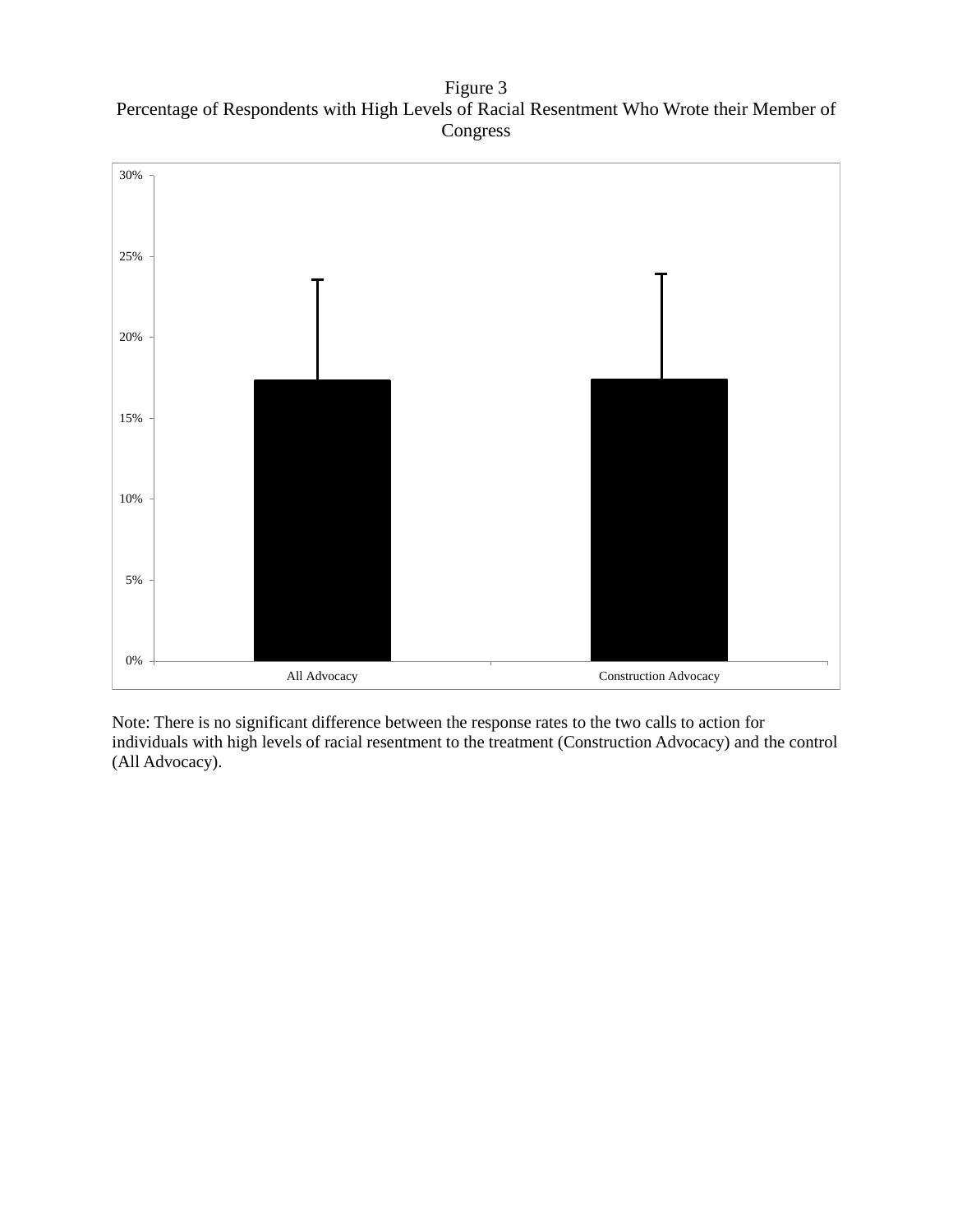Figure 3
Percentage of Respondents with High Levels of Racial Resentment Who Wrote their Member of Congress

Note: There is no significant difference between the response rates to the two calls to action for individuals with high levels of racial resentment to the treatment (Construction Advocacy) and the control (All Advocacy).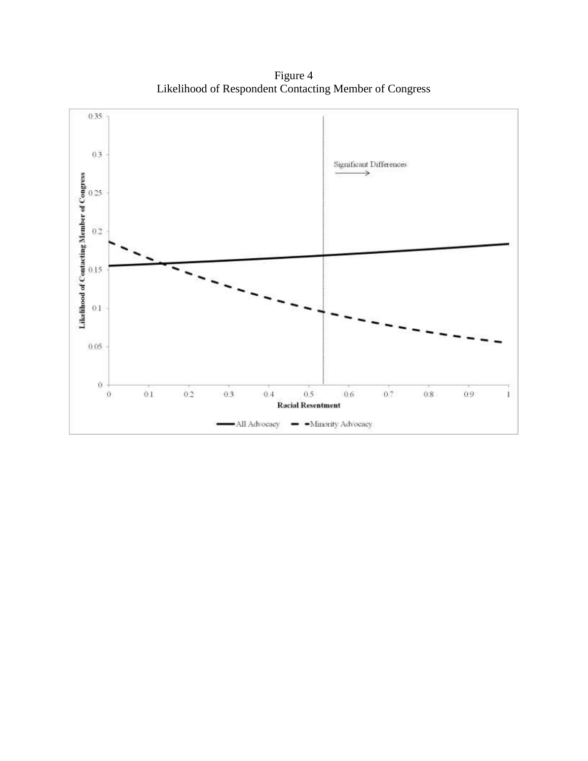Figure 4
Likelihood of Respondent Contacting Member of Congress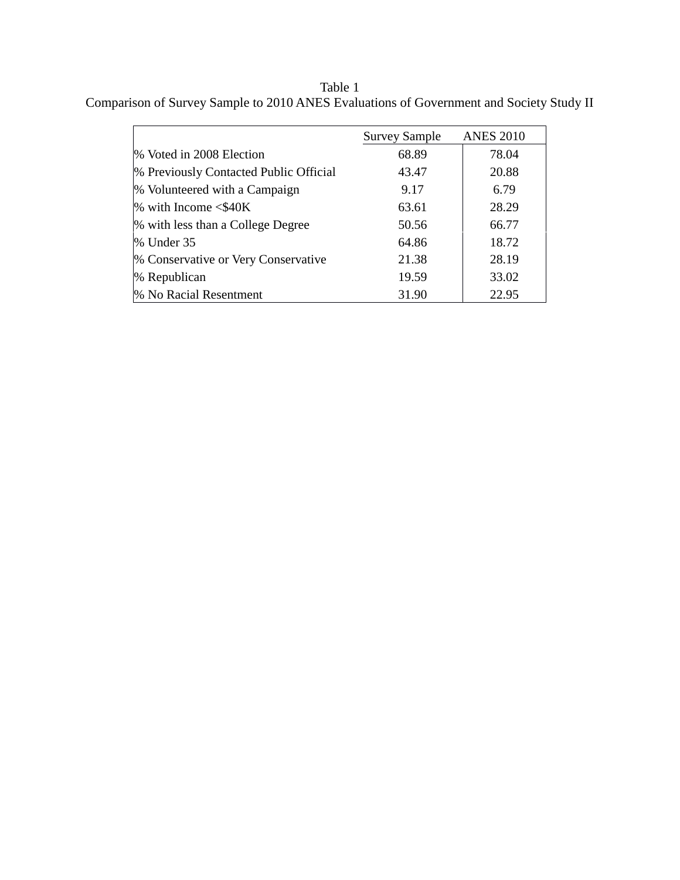Table 1

Comparison of Survey Sample to 2010 ANES Evaluations of Government and Society Study II

| | Survey Sample | ANES 2010 |
|---|---|---|
| % Voted in 2008 Election | 68.89 | 78.04 |
| % Previously Contacted Public Official | 43.47 | 20.88 |
| % Volunteered with a Campaign | 9.17 | 6.79 |
| % with Income <$40K | 63.61 | 28.29 |
| % with less than a College Degree | 50.56 | 66.77 |
| % Under 35 | 64.86 | 18.72 |
| % Conservative or Very Conservative | 21.38 | 28.19 |
| % Republican | 19.59 | 33.02 |
| % No Racial Resentment | 31.90 | 22.95 |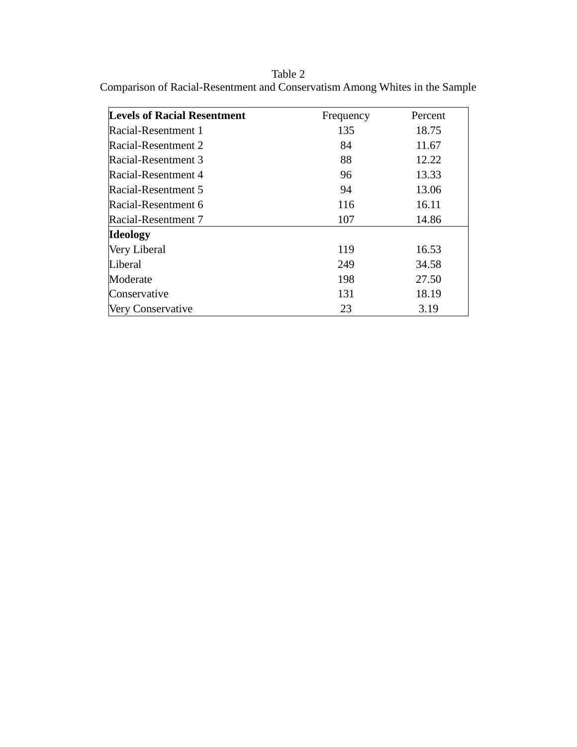Table 2

Comparison of Racial-Resentment and Conservatism Among Whites in the Sample

| **Levels of Racial Resentment** | Frequency | Percent |
|---|---|---|
| Racial-Resentment 1 | 135 | 18.75 |
| Racial-Resentment 2 | 84 | 11.67 |
| Racial-Resentment 3 | 88 | 12.22 |
| Racial-Resentment 4 | 96 | 13.33 |
| Racial-Resentment 5 | 94 | 13.06 |
| Racial-Resentment 6 | 116 | 16.11 |
| Racial-Resentment 7 | 107 | 14.86 |
| **Ideology** | | |
| Very Liberal | 119 | 16.53 |
| Liberal | 249 | 34.58 |
| Moderate | 198 | 27.50 |
| Conservative | 131 | 18.19 |
| Very Conservative | 23 | 3.19 |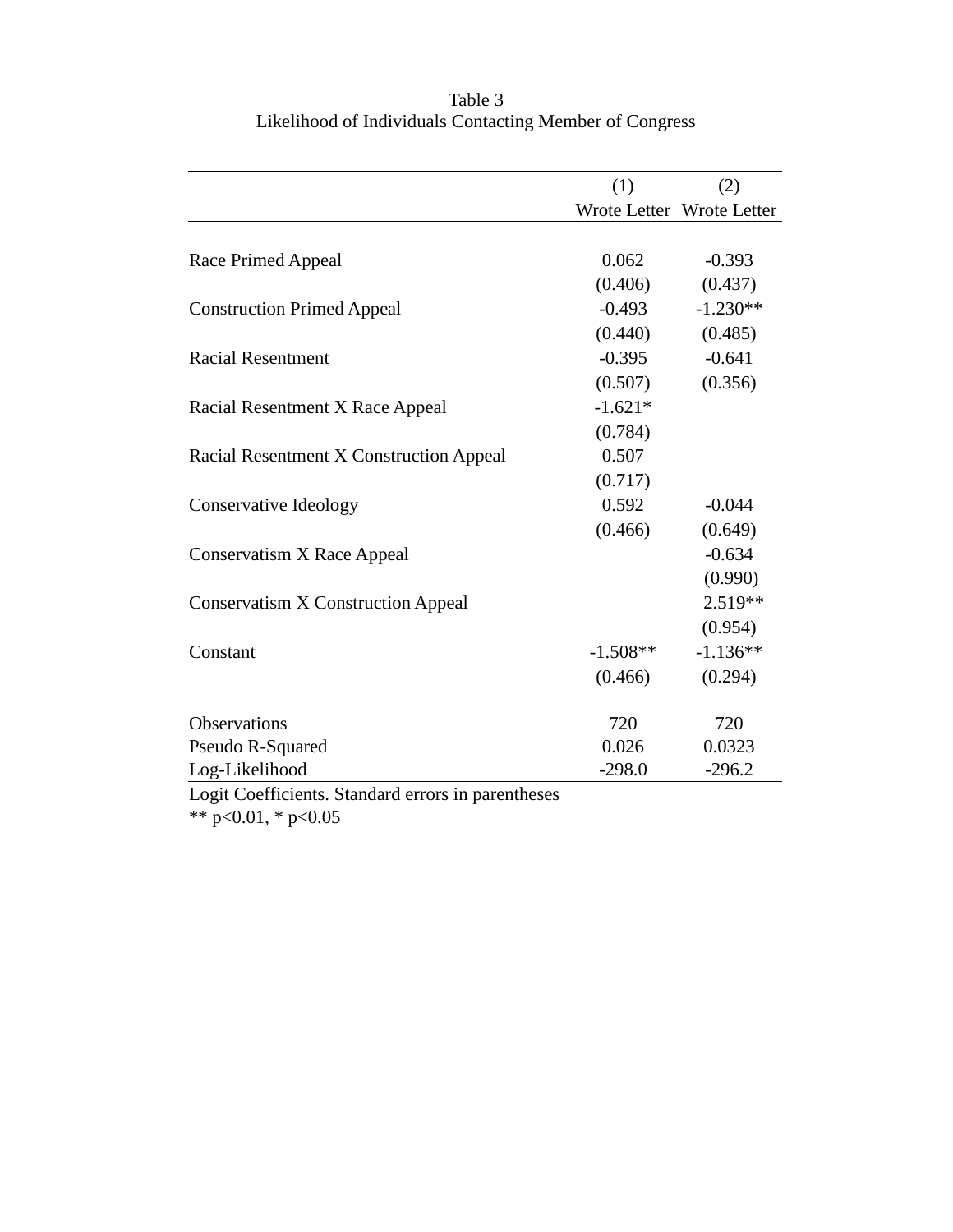Table 3

Likelihood of Individuals Contacting Member of Congress

| | (1) | (2) |
|---|---|---|
| | Wrote Letter | Wrote Letter |
| Race Primed Appeal | 0.062 | -0.393 |
| | (0.406) | (0.437) |
| Construction Primed Appeal | -0.493 | -1.230** |
| | (0.440) | (0.485) |
| Racial Resentment | -0.395 | -0.641 |
| | (0.507) | (0.356) |
| Racial Resentment X Race Appeal | -1.621* | |
| | (0.784) | |
| Racial Resentment X Construction Appeal | 0.507 | |
| | (0.717) | |
| Conservative Ideology | 0.592 | -0.044 |
| | (0.466) | (0.649) |
| Conservatism X Race Appeal | | -0.634 |
| | | (0.990) |
| Conservatism X Construction Appeal | | 2.519** |
| | | (0.954) |
| Constant | -1.508** | -1.136** |
| | (0.466) | (0.294) |
| Observations | 720 | 720 |
| Pseudo R-Squared | 0.026 | 0.0323 |
| Log-Likelihood | -298.0 | -296.2 |

Logit Coefficients. Standard errors in parentheses

** $p<0.01$, * $p<0.05$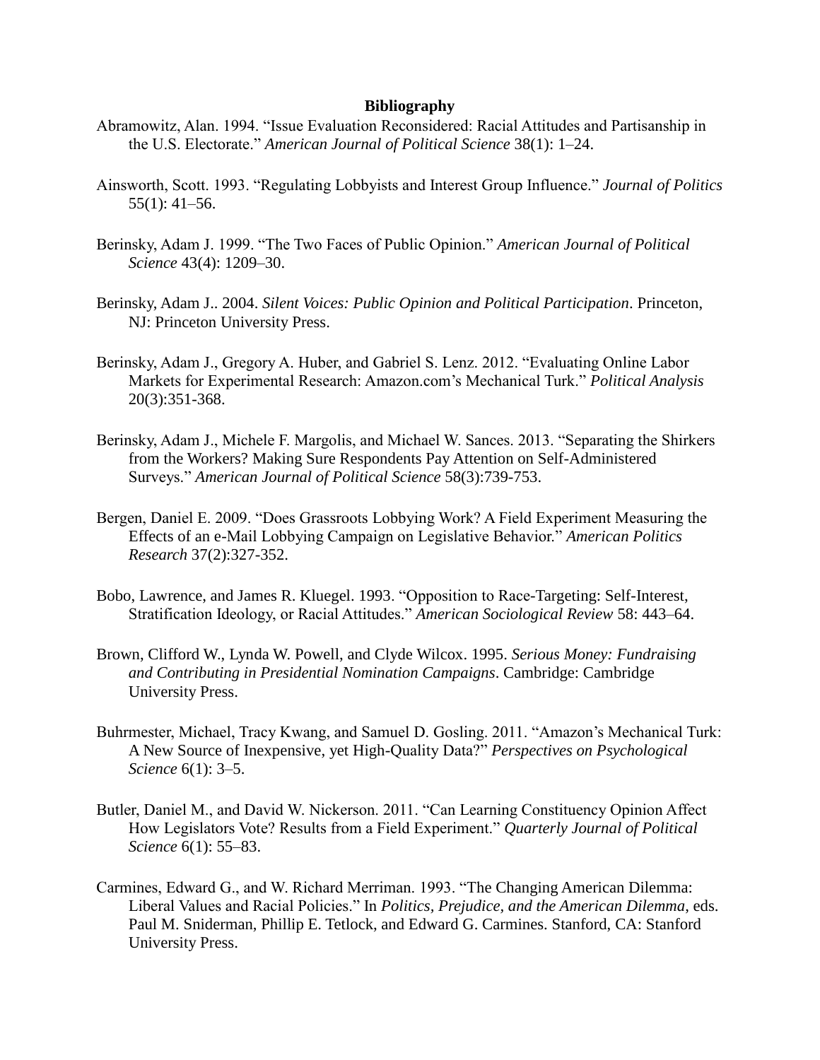**Bibliography**

Abramowitz, Alan. 1994. "Issue Evaluation Reconsidered: Racial Attitudes and Partisanship in the U.S. Electorate." *American Journal of Political Science* 38(1): 1–24.

Ainsworth, Scott. 1993. "Regulating Lobbyists and Interest Group Influence." *Journal of Politics* 55(1): 41–56.

Berinsky, Adam J. 1999. "The Two Faces of Public Opinion." *American Journal of Political Science* 43(4): 1209–30.

Berinsky, Adam J.. 2004. *Silent Voices: Public Opinion and Political Participation*. Princeton, NJ: Princeton University Press.

Berinsky, Adam J., Gregory A. Huber, and Gabriel S. Lenz. 2012. "Evaluating Online Labor Markets for Experimental Research: Amazon.com's Mechanical Turk." *Political Analysis* 20(3):351-368.

Berinsky, Adam J., Michele F. Margolis, and Michael W. Sances. 2013. "Separating the Shirkers from the Workers? Making Sure Respondents Pay Attention on Self-Administered Surveys." *American Journal of Political Science* 58(3):739-753.

Bergen, Daniel E. 2009. "Does Grassroots Lobbying Work? A Field Experiment Measuring the Effects of an e-Mail Lobbying Campaign on Legislative Behavior." *American Politics Research* 37(2):327-352.

Bobo, Lawrence, and James R. Kluegel. 1993. "Opposition to Race-Targeting: Self-Interest, Stratification Ideology, or Racial Attitudes." *American Sociological Review* 58: 443–64.

Brown, Clifford W., Lynda W. Powell, and Clyde Wilcox. 1995. *Serious Money: Fundraising and Contributing in Presidential Nomination Campaigns*. Cambridge: Cambridge University Press.

Buhrmester, Michael, Tracy Kwang, and Samuel D. Gosling. 2011. "Amazon's Mechanical Turk: A New Source of Inexpensive, yet High-Quality Data?" *Perspectives on Psychological Science* 6(1): 3–5.

Butler, Daniel M., and David W. Nickerson. 2011. "Can Learning Constituency Opinion Affect How Legislators Vote? Results from a Field Experiment." *Quarterly Journal of Political Science* 6(1): 55–83.

Carmines, Edward G., and W. Richard Merriman. 1993. "The Changing American Dilemma: Liberal Values and Racial Policies." In *Politics, Prejudice, and the American Dilemma*, eds. Paul M. Sniderman, Phillip E. Tetlock, and Edward G. Carmines. Stanford, CA: Stanford University Press.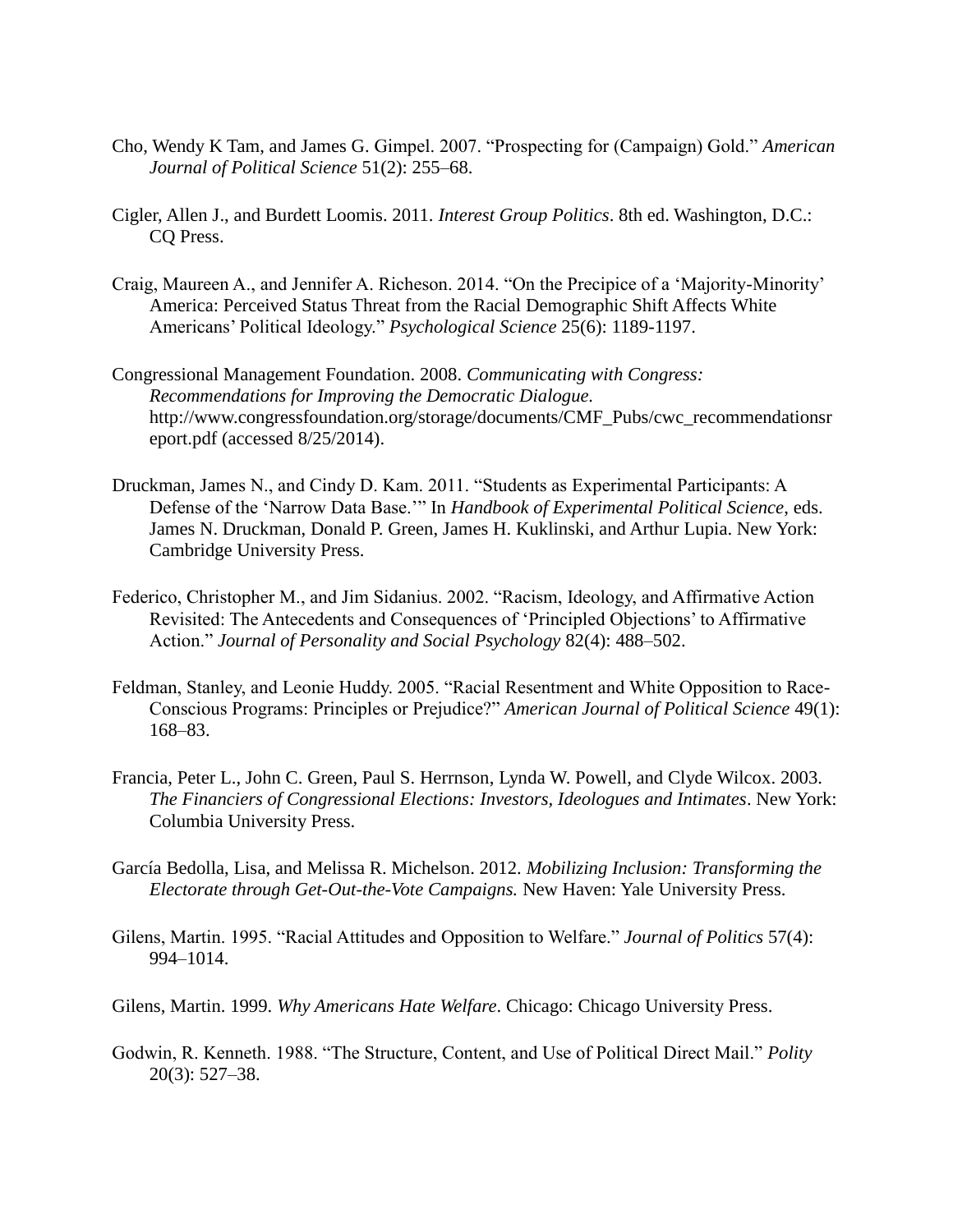Cho, Wendy K Tam, and James G. Gimpel. 2007. "Prospecting for (Campaign) Gold." *American Journal of Political Science* 51(2): 255–68.

Cigler, Allen J., and Burdett Loomis. 2011. *Interest Group Politics*. 8th ed. Washington, D.C.: CQ Press.

Craig, Maureen A., and Jennifer A. Richeson. 2014. "On the Precipice of a 'Majority-Minority' America: Perceived Status Threat from the Racial Demographic Shift Affects White Americans' Political Ideology." *Psychological Science* 25(6): 1189-1197.

Congressional Management Foundation. 2008. *Communicating with Congress: Recommendations for Improving the Democratic Dialogue.* http://www.congressfoundation.org/storage/documents/CMF_Pubs/cwc_recommendationsreport.pdf (accessed 8/25/2014).

Druckman, James N., and Cindy D. Kam. 2011. "Students as Experimental Participants: A Defense of the 'Narrow Data Base.'" In *Handbook of Experimental Political Science*, eds. James N. Druckman, Donald P. Green, James H. Kuklinski, and Arthur Lupia. New York: Cambridge University Press.

Federico, Christopher M., and Jim Sidanius. 2002. "Racism, Ideology, and Affirmative Action Revisited: The Antecedents and Consequences of 'Principled Objections' to Affirmative Action." *Journal of Personality and Social Psychology* 82(4): 488–502.

Feldman, Stanley, and Leonie Huddy. 2005. "Racial Resentment and White Opposition to Race-Conscious Programs: Principles or Prejudice?" *American Journal of Political Science* 49(1): 168–83.

Francia, Peter L., John C. Green, Paul S. Herrnson, Lynda W. Powell, and Clyde Wilcox. 2003. *The Financiers of Congressional Elections: Investors, Ideologues and Intimates*. New York: Columbia University Press.

García Bedolla, Lisa, and Melissa R. Michelson. 2012. *Mobilizing Inclusion: Transforming the Electorate through Get-Out-the-Vote Campaigns.* New Haven: Yale University Press.

Gilens, Martin. 1995. "Racial Attitudes and Opposition to Welfare." *Journal of Politics* 57(4): 994–1014.

Gilens, Martin. 1999. *Why Americans Hate Welfare*. Chicago: Chicago University Press.

Godwin, R. Kenneth. 1988. "The Structure, Content, and Use of Political Direct Mail." *Polity* 20(3): 527–38.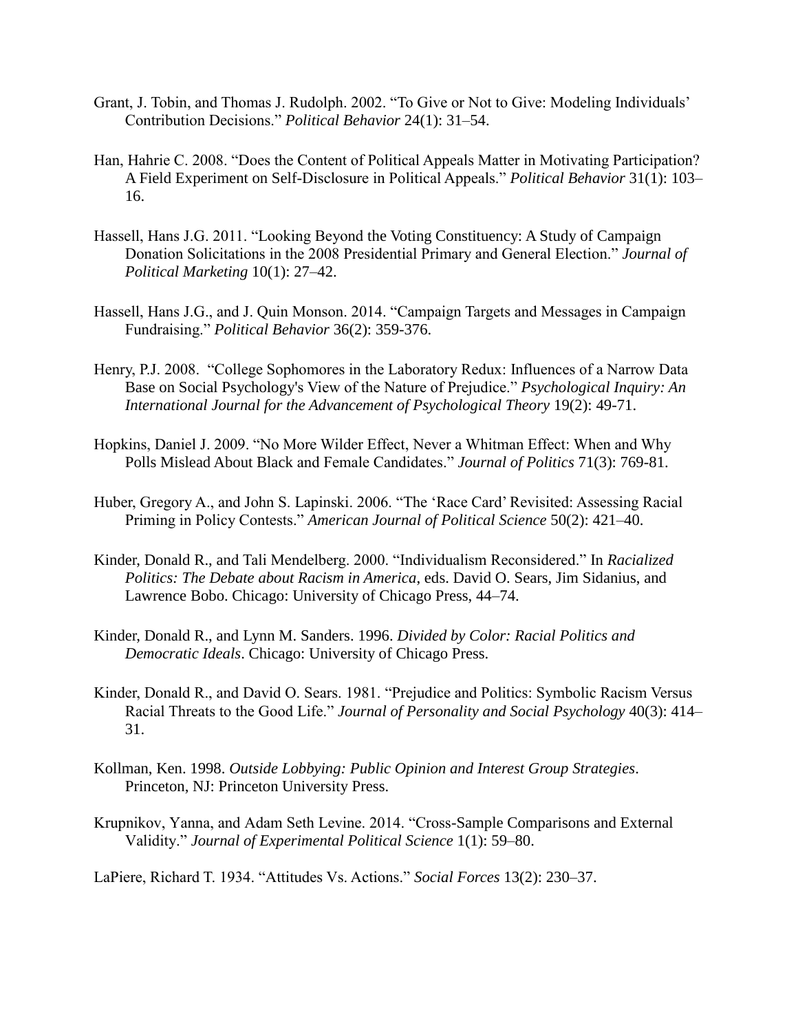Grant, J. Tobin, and Thomas J. Rudolph. 2002. "To Give or Not to Give: Modeling Individuals' Contribution Decisions." *Political Behavior* 24(1): 31–54.

Han, Hahrie C. 2008. "Does the Content of Political Appeals Matter in Motivating Participation? A Field Experiment on Self-Disclosure in Political Appeals." *Political Behavior* 31(1): 103–16.

Hassell, Hans J.G. 2011. "Looking Beyond the Voting Constituency: A Study of Campaign Donation Solicitations in the 2008 Presidential Primary and General Election." *Journal of Political Marketing* 10(1): 27–42.

Hassell, Hans J.G., and J. Quin Monson. 2014. "Campaign Targets and Messages in Campaign Fundraising." *Political Behavior* 36(2): 359-376.

Henry, P.J. 2008. "College Sophomores in the Laboratory Redux: Influences of a Narrow Data Base on Social Psychology's View of the Nature of Prejudice." *Psychological Inquiry: An International Journal for the Advancement of Psychological Theory* 19(2): 49-71.

Hopkins, Daniel J. 2009. "No More Wilder Effect, Never a Whitman Effect: When and Why Polls Mislead About Black and Female Candidates." *Journal of Politics* 71(3): 769-81.

Huber, Gregory A., and John S. Lapinski. 2006. "The 'Race Card' Revisited: Assessing Racial Priming in Policy Contests." *American Journal of Political Science* 50(2): 421–40.

Kinder, Donald R., and Tali Mendelberg. 2000. "Individualism Reconsidered." In *Racialized Politics: The Debate about Racism in America*, eds. David O. Sears, Jim Sidanius, and Lawrence Bobo. Chicago: University of Chicago Press, 44–74.

Kinder, Donald R., and Lynn M. Sanders. 1996. *Divided by Color: Racial Politics and Democratic Ideals*. Chicago: University of Chicago Press.

Kinder, Donald R., and David O. Sears. 1981. "Prejudice and Politics: Symbolic Racism Versus Racial Threats to the Good Life." *Journal of Personality and Social Psychology* 40(3): 414–31.

Kollman, Ken. 1998. *Outside Lobbying: Public Opinion and Interest Group Strategies*. Princeton, NJ: Princeton University Press.

Krupnikov, Yanna, and Adam Seth Levine. 2014. "Cross-Sample Comparisons and External Validity." *Journal of Experimental Political Science* 1(1): 59–80.

LaPiere, Richard T. 1934. "Attitudes Vs. Actions." *Social Forces* 13(2): 230–37.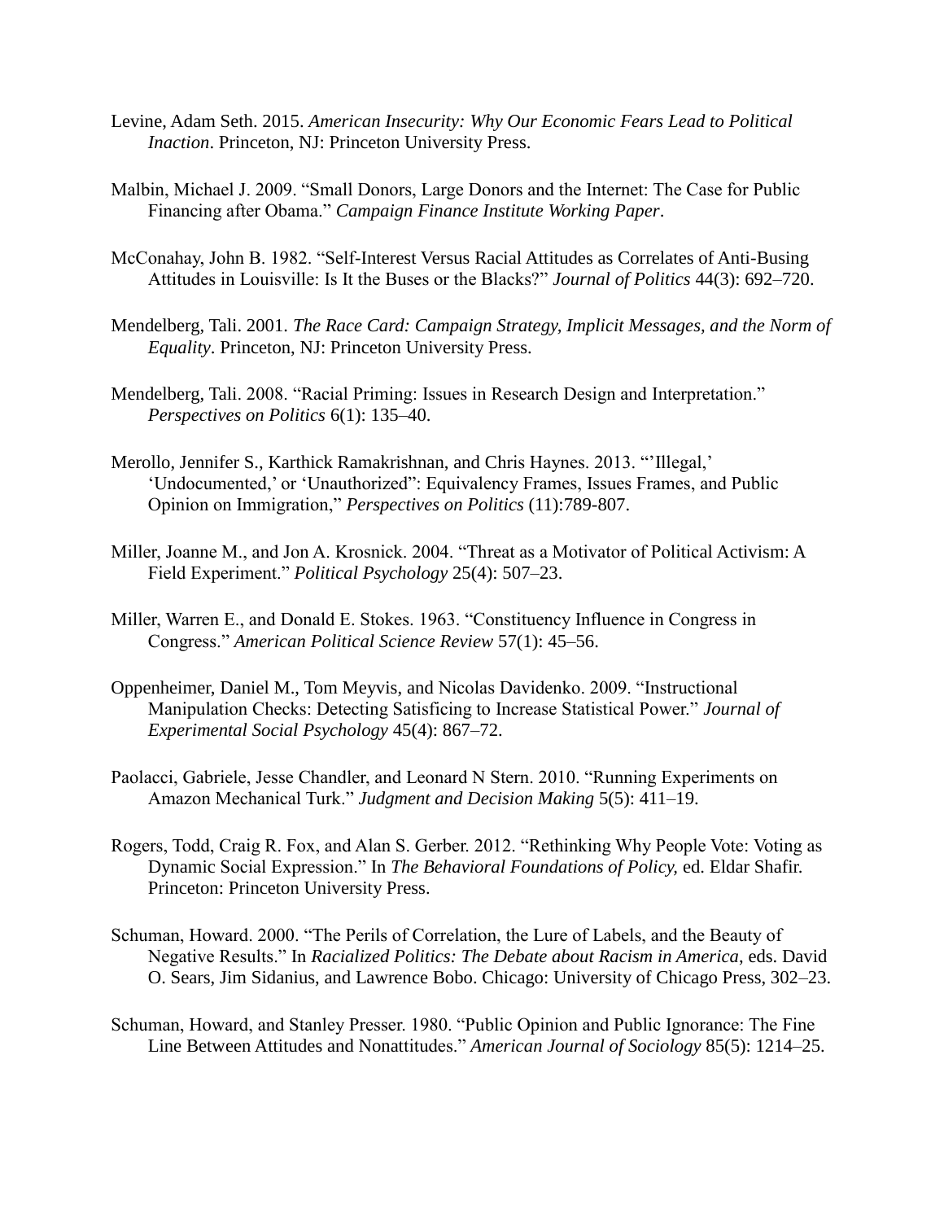Levine, Adam Seth. 2015. *American Insecurity: Why Our Economic Fears Lead to Political Inaction*. Princeton, NJ: Princeton University Press.

Malbin, Michael J. 2009. "Small Donors, Large Donors and the Internet: The Case for Public Financing after Obama." *Campaign Finance Institute Working Paper*.

McConahay, John B. 1982. "Self-Interest Versus Racial Attitudes as Correlates of Anti-Busing Attitudes in Louisville: Is It the Buses or the Blacks?" *Journal of Politics* 44(3): 692–720.

Mendelberg, Tali. 2001. *The Race Card: Campaign Strategy, Implicit Messages, and the Norm of Equality*. Princeton, NJ: Princeton University Press.

Mendelberg, Tali. 2008. "Racial Priming: Issues in Research Design and Interpretation." *Perspectives on Politics* 6(1): 135–40.

Merollo, Jennifer S., Karthick Ramakrishnan, and Chris Haynes. 2013. "'Illegal,' 'Undocumented,' or 'Unauthorized'": Equivalency Frames, Issues Frames, and Public Opinion on Immigration," *Perspectives on Politics* (11):789-807.

Miller, Joanne M., and Jon A. Krosnick. 2004. "Threat as a Motivator of Political Activism: A Field Experiment." *Political Psychology* 25(4): 507–23.

Miller, Warren E., and Donald E. Stokes. 1963. "Constituency Influence in Congress in Congress." *American Political Science Review* 57(1): 45–56.

Oppenheimer, Daniel M., Tom Meyvis, and Nicolas Davidenko. 2009. "Instructional Manipulation Checks: Detecting Satisficing to Increase Statistical Power." *Journal of Experimental Social Psychology* 45(4): 867–72.

Paolacci, Gabriele, Jesse Chandler, and Leonard N Stern. 2010. "Running Experiments on Amazon Mechanical Turk." *Judgment and Decision Making* 5(5): 411–19.

Rogers, Todd, Craig R. Fox, and Alan S. Gerber. 2012. "Rethinking Why People Vote: Voting as Dynamic Social Expression." In *The Behavioral Foundations of Policy,* ed. Eldar Shafir. Princeton: Princeton University Press.

Schuman, Howard. 2000. "The Perils of Correlation, the Lure of Labels, and the Beauty of Negative Results." In *Racialized Politics: The Debate about Racism in America*, eds. David O. Sears, Jim Sidanius, and Lawrence Bobo. Chicago: University of Chicago Press, 302–23.

Schuman, Howard, and Stanley Presser. 1980. "Public Opinion and Public Ignorance: The Fine Line Between Attitudes and Nonattitudes." *American Journal of Sociology* 85(5): 1214–25.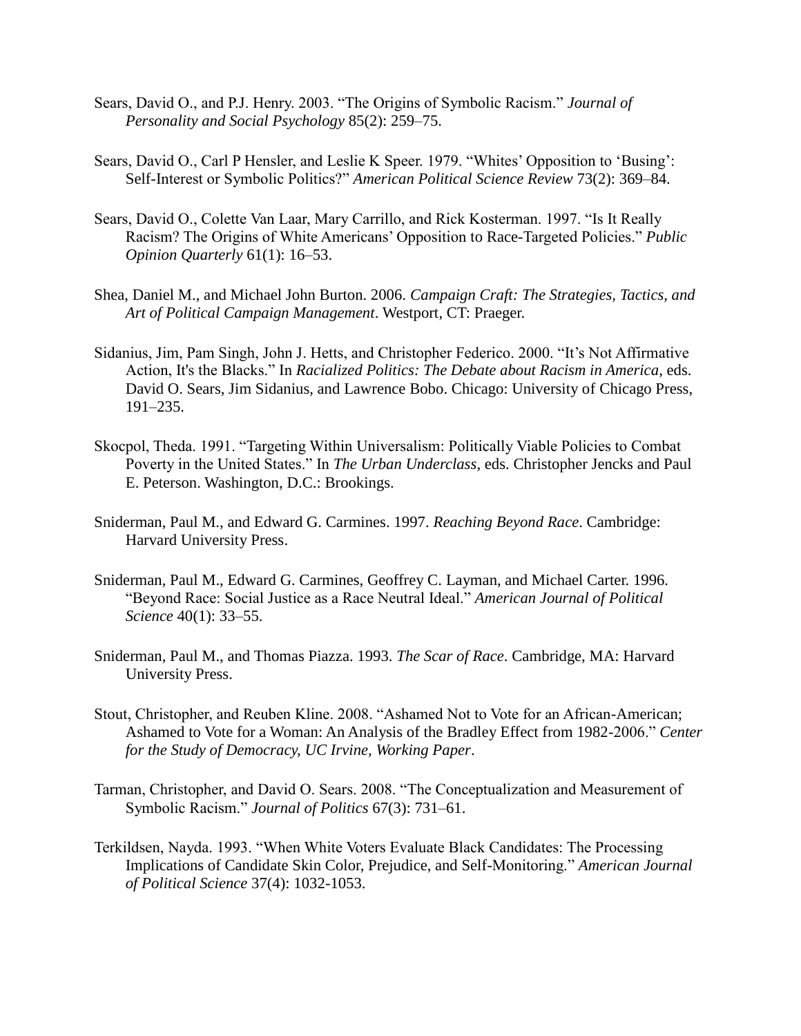Sears, David O., and P.J. Henry. 2003. "The Origins of Symbolic Racism." *Journal of Personality and Social Psychology* 85(2): 259–75.

Sears, David O., Carl P Hensler, and Leslie K Speer. 1979. "Whites' Opposition to 'Busing': Self-Interest or Symbolic Politics?" *American Political Science Review* 73(2): 369–84.

Sears, David O., Colette Van Laar, Mary Carrillo, and Rick Kosterman. 1997. "Is It Really Racism? The Origins of White Americans' Opposition to Race-Targeted Policies." *Public Opinion Quarterly* 61(1): 16–53.

Shea, Daniel M., and Michael John Burton. 2006. *Campaign Craft: The Strategies, Tactics, and Art of Political Campaign Management*. Westport, CT: Praeger.

Sidanius, Jim, Pam Singh, John J. Hetts, and Christopher Federico. 2000. "It's Not Affirmative Action, It's the Blacks." In *Racialized Politics: The Debate about Racism in America*, eds. David O. Sears, Jim Sidanius, and Lawrence Bobo. Chicago: University of Chicago Press, 191–235.

Skocpol, Theda. 1991. "Targeting Within Universalism: Politically Viable Policies to Combat Poverty in the United States." In *The Urban Underclass*, eds. Christopher Jencks and Paul E. Peterson. Washington, D.C.: Brookings.

Sniderman, Paul M., and Edward G. Carmines. 1997. *Reaching Beyond Race*. Cambridge: Harvard University Press.

Sniderman, Paul M., Edward G. Carmines, Geoffrey C. Layman, and Michael Carter. 1996. "Beyond Race: Social Justice as a Race Neutral Ideal." *American Journal of Political Science* 40(1): 33–55.

Sniderman, Paul M., and Thomas Piazza. 1993. *The Scar of Race*. Cambridge, MA: Harvard University Press.

Stout, Christopher, and Reuben Kline. 2008. "Ashamed Not to Vote for an African-American; Ashamed to Vote for a Woman: An Analysis of the Bradley Effect from 1982-2006." *Center for the Study of Democracy, UC Irvine, Working Paper*.

Tarman, Christopher, and David O. Sears. 2008. "The Conceptualization and Measurement of Symbolic Racism." *Journal of Politics* 67(3): 731–61.

Terkildsen, Nayda. 1993. "When White Voters Evaluate Black Candidates: The Processing Implications of Candidate Skin Color, Prejudice, and Self-Monitoring." *American Journal of Political Science* 37(4): 1032-1053.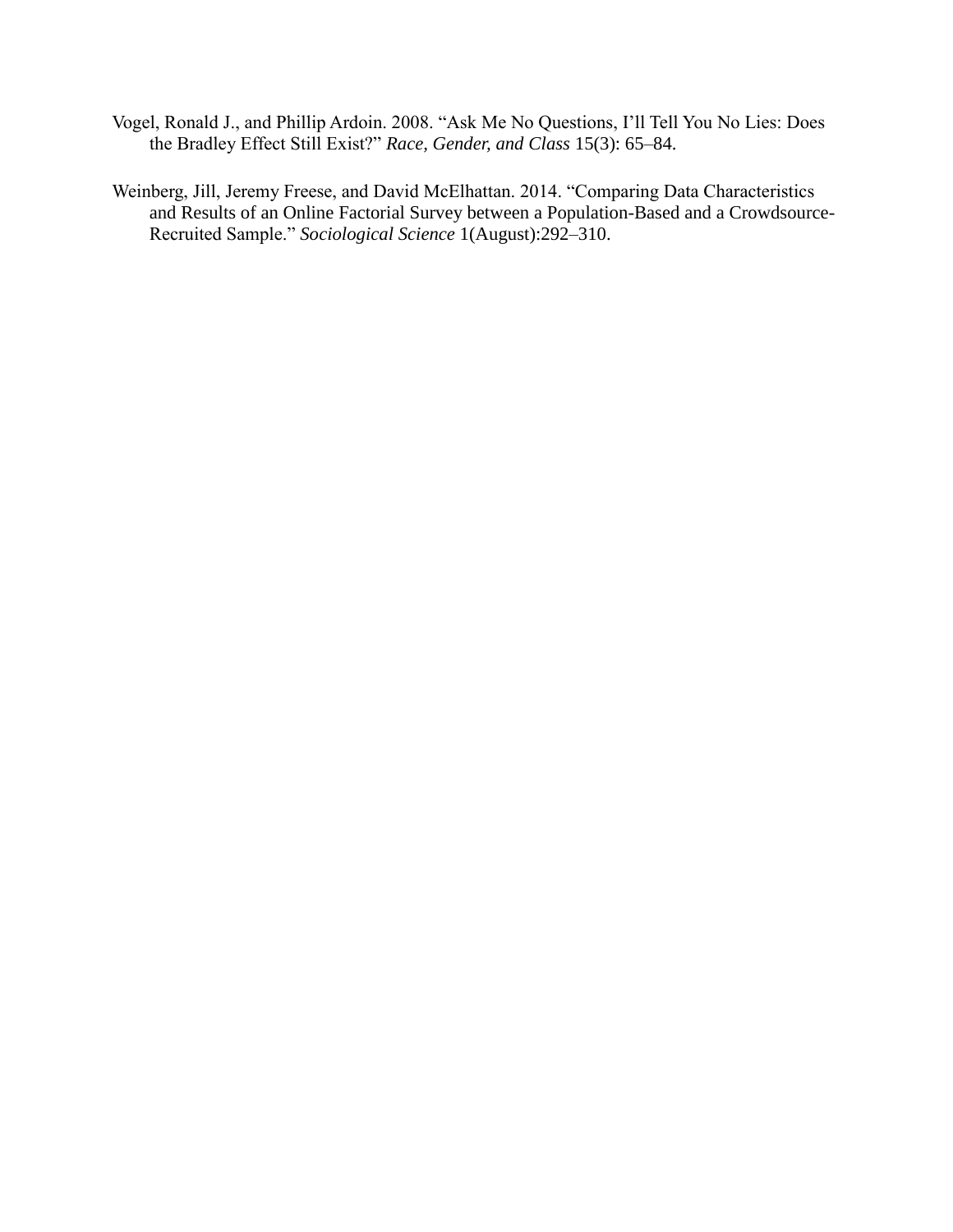Vogel, Ronald J., and Phillip Ardoin. 2008. "Ask Me No Questions, I'll Tell You No Lies: Does the Bradley Effect Still Exist?" *Race, Gender, and Class* 15(3): 65–84.

Weinberg, Jill, Jeremy Freese, and David McElhattan. 2014. "Comparing Data Characteristics and Results of an Online Factorial Survey between a Population-Based and a Crowdsource-Recruited Sample." *Sociological Science* 1(August):292–310.